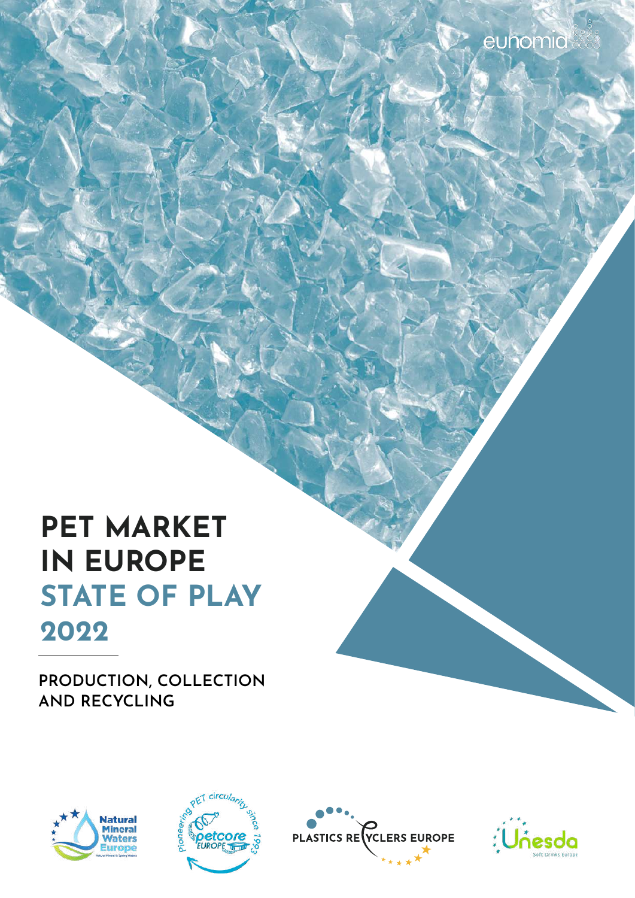eunomia

# PET MARKET IN EUROPE STATE OF PLAY 2022

## PRODUCTION, COLLECTION AND RECYCLING

Natural Mineral Waters Europe

Pioneering PET circularity since 1993 – petcore EUROPE

PLASTICS RECYCLERS EUROPE

Unesda Soft Drinks Europe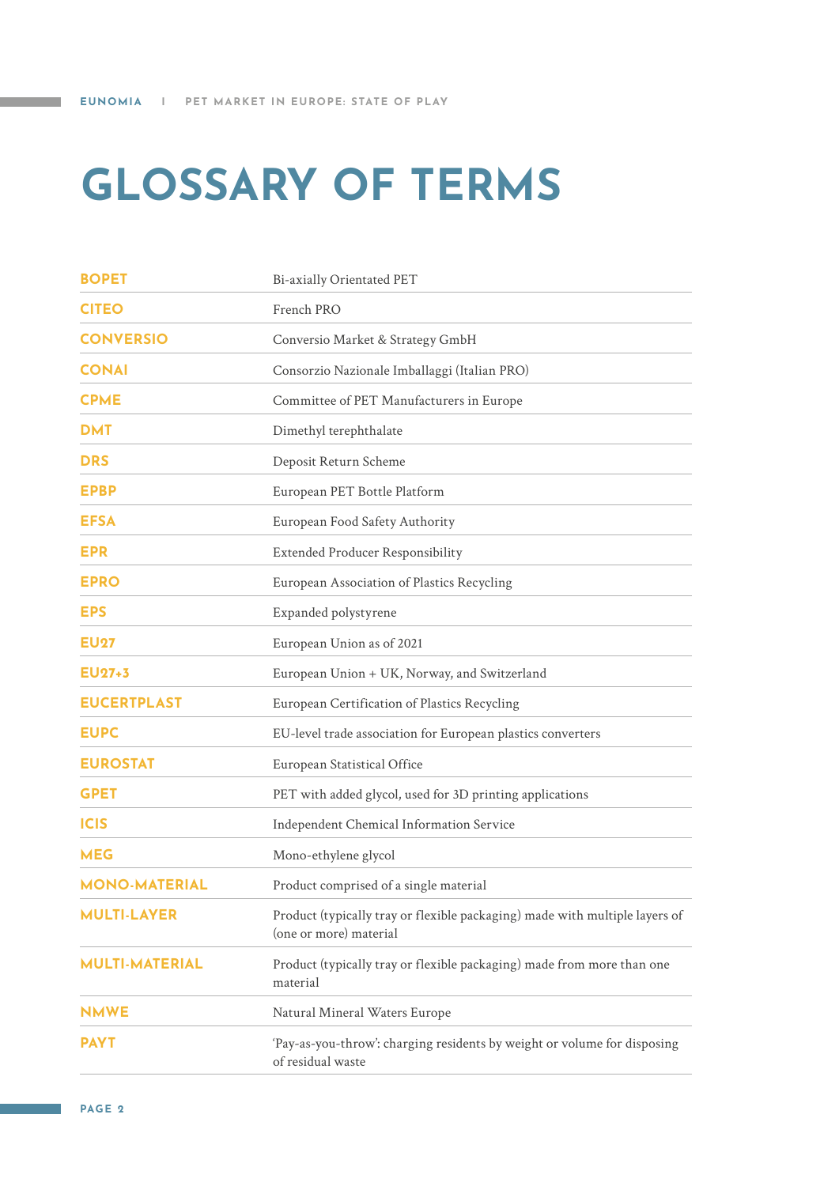# GLOSSARY OF TERMS

| | |
|---|---|
| **BOPET** | Bi-axially Orientated PET |
| **CITEO** | French PRO |
| **CONVERSIO** | Conversio Market & Strategy GmbH |
| **CONAI** | Consorzio Nazionale Imballaggi (Italian PRO) |
| **CPME** | Committee of PET Manufacturers in Europe |
| **DMT** | Dimethyl terephthalate |
| **DRS** | Deposit Return Scheme |
| **EPBP** | European PET Bottle Platform |
| **EFSA** | European Food Safety Authority |
| **EPR** | Extended Producer Responsibility |
| **EPRO** | European Association of Plastics Recycling |
| **EPS** | Expanded polystyrene |
| **EU27** | European Union as of 2021 |
| **EU27+3** | European Union + UK, Norway, and Switzerland |
| **EUCERTPLAST** | European Certification of Plastics Recycling |
| **EUPC** | EU-level trade association for European plastics converters |
| **EUROSTAT** | European Statistical Office |
| **GPET** | PET with added glycol, used for 3D printing applications |
| **ICIS** | Independent Chemical Information Service |
| **MEG** | Mono-ethylene glycol |
| **MONO-MATERIAL** | Product comprised of a single material |
| **MULTI-LAYER** | Product (typically tray or flexible packaging) made with multiple layers of (one or more) material |
| **MULTI-MATERIAL** | Product (typically tray or flexible packaging) made from more than one material |
| **NMWE** | Natural Mineral Waters Europe |
| **PAYT** | 'Pay-as-you-throw': charging residents by weight or volume for disposing of residual waste |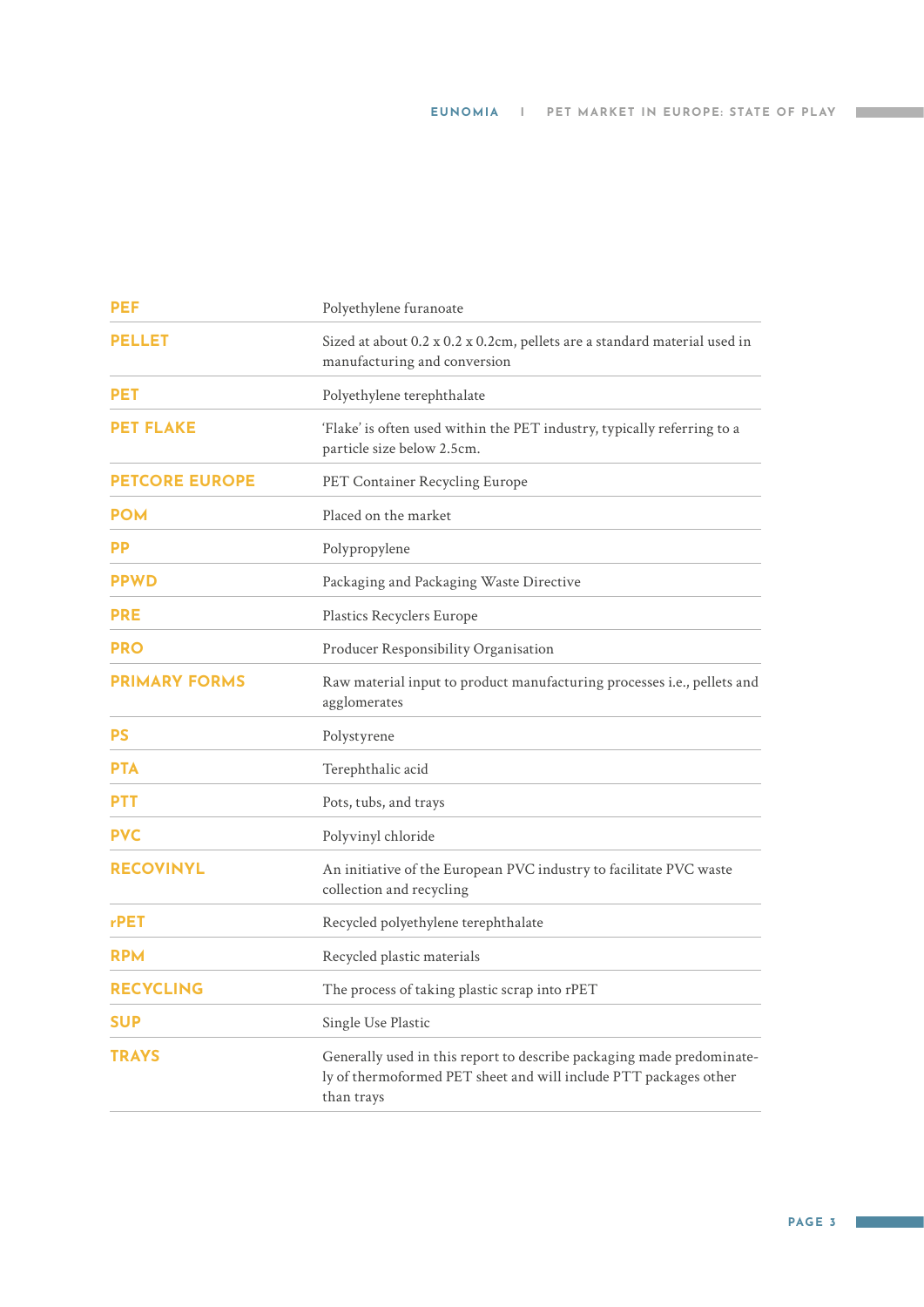| | |
|---|---|
| **PEF** | Polyethylene furanoate |
| **PELLET** | Sized at about 0.2 x 0.2 x 0.2cm, pellets are a standard material used in manufacturing and conversion |
| **PET** | Polyethylene terephthalate |
| **PET FLAKE** | 'Flake' is often used within the PET industry, typically referring to a particle size below 2.5cm. |
| **PETCORE EUROPE** | PET Container Recycling Europe |
| **POM** | Placed on the market |
| **PP** | Polypropylene |
| **PPWD** | Packaging and Packaging Waste Directive |
| **PRE** | Plastics Recyclers Europe |
| **PRO** | Producer Responsibility Organisation |
| **PRIMARY FORMS** | Raw material input to product manufacturing processes i.e., pellets and agglomerates |
| **PS** | Polystyrene |
| **PTA** | Terephthalic acid |
| **PTT** | Pots, tubs, and trays |
| **PVC** | Polyvinyl chloride |
| **RECOVINYL** | An initiative of the European PVC industry to facilitate PVC waste collection and recycling |
| **rPET** | Recycled polyethylene terephthalate |
| **RPM** | Recycled plastic materials |
| **RECYCLING** | The process of taking plastic scrap into rPET |
| **SUP** | Single Use Plastic |
| **TRAYS** | Generally used in this report to describe packaging made predominately of thermoformed PET sheet and will include PTT packages other than trays |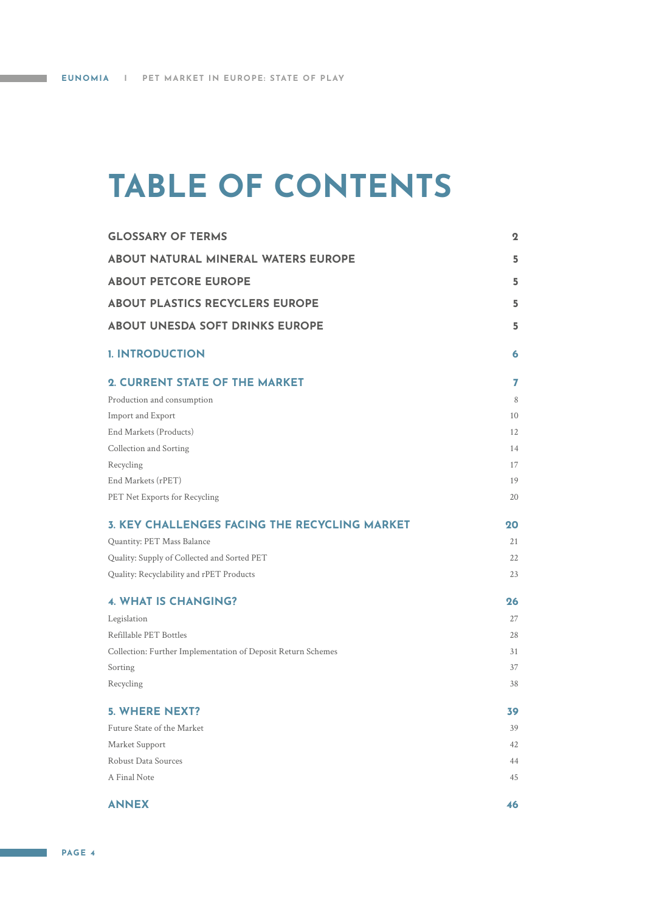# TABLE OF CONTENTS

| | |
|---|---|
| **GLOSSARY OF TERMS** | **2** |
| **ABOUT NATURAL MINERAL WATERS EUROPE** | **5** |
| **ABOUT PETCORE EUROPE** | **5** |
| **ABOUT PLASTICS RECYCLERS EUROPE** | **5** |
| **ABOUT UNESDA SOFT DRINKS EUROPE** | **5** |
| **1. INTRODUCTION** | **6** |
| **2. CURRENT STATE OF THE MARKET** | **7** |
| Production and consumption | 8 |
| Import and Export | 10 |
| End Markets (Products) | 12 |
| Collection and Sorting | 14 |
| Recycling | 17 |
| End Markets (rPET) | 19 |
| PET Net Exports for Recycling | 20 |
| **3. KEY CHALLENGES FACING THE RECYCLING MARKET** | **20** |
| Quantity: PET Mass Balance | 21 |
| Quality: Supply of Collected and Sorted PET | 22 |
| Quality: Recyclability and rPET Products | 23 |
| **4. WHAT IS CHANGING?** | **26** |
| Legislation | 27 |
| Refillable PET Bottles | 28 |
| Collection: Further Implementation of Deposit Return Schemes | 31 |
| Sorting | 37 |
| Recycling | 38 |
| **5. WHERE NEXT?** | **39** |
| Future State of the Market | 39 |
| Market Support | 42 |
| Robust Data Sources | 44 |
| A Final Note | 45 |
| **ANNEX** | **46** |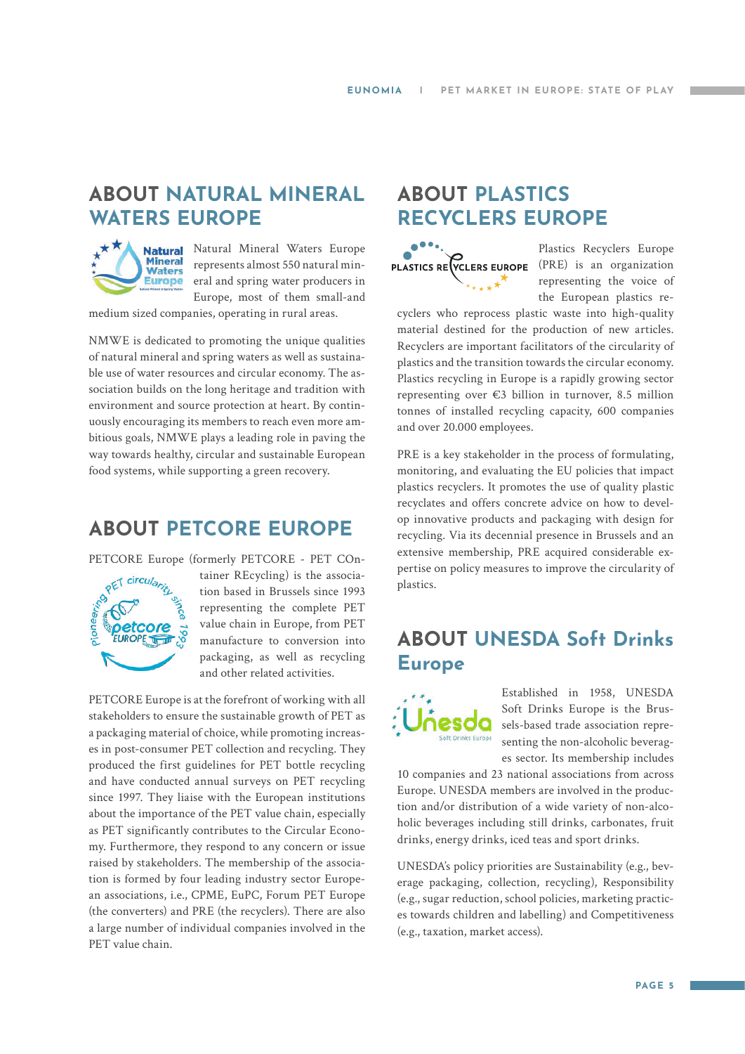## ABOUT NATURAL MINERAL WATERS EUROPE

Natural Mineral Waters Europe represents almost 550 natural mineral and spring water producers in Europe, most of them small-and medium sized companies, operating in rural areas.

NMWE is dedicated to promoting the unique qualities of natural mineral and spring waters as well as sustainable use of water resources and circular economy. The association builds on the long heritage and tradition with environment and source protection at heart. By continuously encouraging its members to reach even more ambitious goals, NMWE plays a leading role in paving the way towards healthy, circular and sustainable European food systems, while supporting a green recovery.

## ABOUT PETCORE EUROPE

PETCORE Europe (formerly PETCORE - PET COntainer REcycling) is the association based in Brussels since 1993 representing the complete PET value chain in Europe, from PET manufacture to conversion into packaging, as well as recycling and other related activities.

PETCORE Europe is at the forefront of working with all stakeholders to ensure the sustainable growth of PET as a packaging material of choice, while promoting increases in post-consumer PET collection and recycling. They produced the first guidelines for PET bottle recycling and have conducted annual surveys on PET recycling since 1997. They liaise with the European institutions about the importance of the PET value chain, especially as PET significantly contributes to the Circular Economy. Furthermore, they respond to any concern or issue raised by stakeholders. The membership of the association is formed by four leading industry sector European associations, i.e., CPME, EuPC, Forum PET Europe (the converters) and PRE (the recyclers). There are also a large number of individual companies involved in the PET value chain.

## ABOUT PLASTICS RECYCLERS EUROPE

Plastics Recyclers Europe (PRE) is an organization representing the voice of the European plastics recyclers who reprocess plastic waste into high-quality material destined for the production of new articles. Recyclers are important facilitators of the circularity of plastics and the transition towards the circular economy. Plastics recycling in Europe is a rapidly growing sector representing over €3 billion in turnover, 8.5 million tonnes of installed recycling capacity, 600 companies and over 20.000 employees.

PRE is a key stakeholder in the process of formulating, monitoring, and evaluating the EU policies that impact plastics recyclers. It promotes the use of quality plastic recyclates and offers concrete advice on how to develop innovative products and packaging with design for recycling. Via its decennial presence in Brussels and an extensive membership, PRE acquired considerable expertise on policy measures to improve the circularity of plastics.

## ABOUT UNESDA Soft Drinks Europe

Established in 1958, UNESDA Soft Drinks Europe is the Brussels-based trade association representing the non-alcoholic beverages sector. Its membership includes 10 companies and 23 national associations from across Europe. UNESDA members are involved in the production and/or distribution of a wide variety of non-alcoholic beverages including still drinks, carbonates, fruit drinks, energy drinks, iced teas and sport drinks.

UNESDA's policy priorities are Sustainability (e.g., beverage packaging, collection, recycling), Responsibility (e.g., sugar reduction, school policies, marketing practices towards children and labelling) and Competitiveness (e.g., taxation, market access).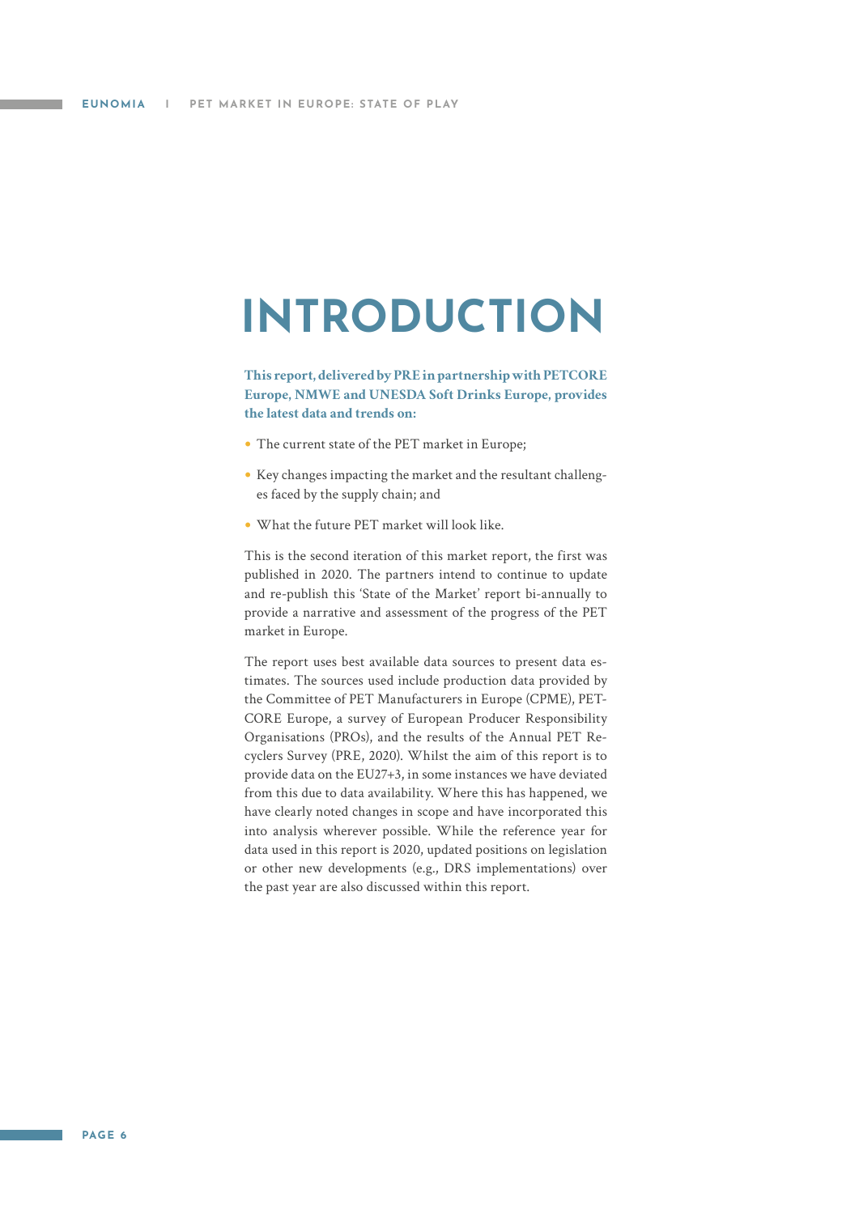# INTRODUCTION

**This report, delivered by PRE in partnership with PETCORE Europe, NMWE and UNESDA Soft Drinks Europe, provides the latest data and trends on:**

- The current state of the PET market in Europe;
- Key changes impacting the market and the resultant challenges faced by the supply chain; and
- What the future PET market will look like.

This is the second iteration of this market report, the first was published in 2020. The partners intend to continue to update and re-publish this 'State of the Market' report bi-annually to provide a narrative and assessment of the progress of the PET market in Europe.

The report uses best available data sources to present data estimates. The sources used include production data provided by the Committee of PET Manufacturers in Europe (CPME), PETCORE Europe, a survey of European Producer Responsibility Organisations (PROs), and the results of the Annual PET Recyclers Survey (PRE, 2020). Whilst the aim of this report is to provide data on the EU27+3, in some instances we have deviated from this due to data availability. Where this has happened, we have clearly noted changes in scope and have incorporated this into analysis wherever possible. While the reference year for data used in this report is 2020, updated positions on legislation or other new developments (e.g., DRS implementations) over the past year are also discussed within this report.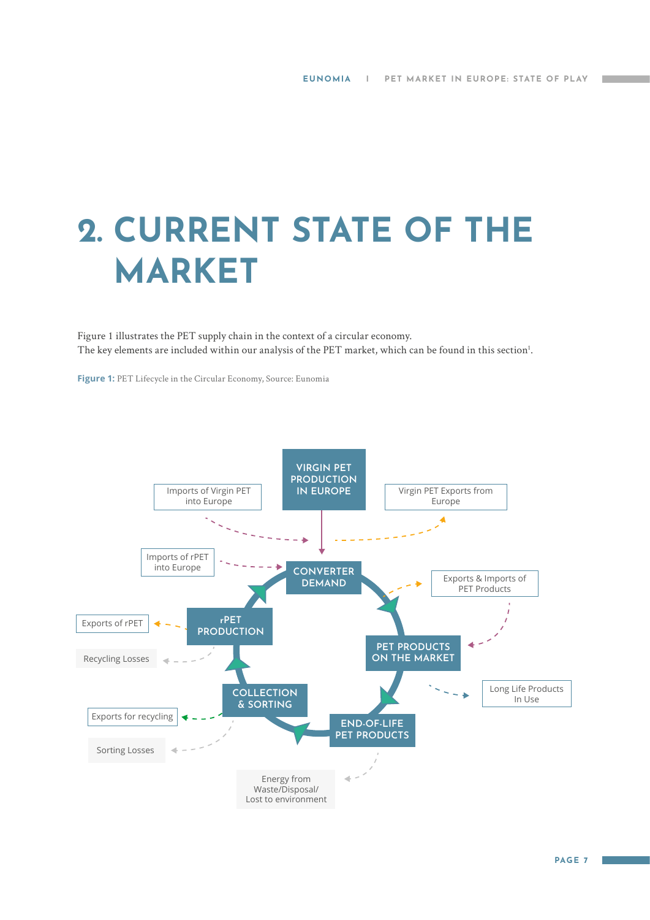# 2. CURRENT STATE OF THE MARKET

Figure 1 illustrates the PET supply chain in the context of a circular economy.
The key elements are included within our analysis of the PET market, which can be found in this section[1].

**Figure 1:** PET Lifecycle in the Circular Economy, Source: Eunomia

VIRGIN PET PRODUCTION IN EUROPE

Imports of Virgin PET into Europe

Virgin PET Exports from Europe

Imports of rPET into Europe

CONVERTER DEMAND

Exports & Imports of PET Products

Exports of rPET

rPET PRODUCTION

Recycling Losses

PET PRODUCTS ON THE MARKET

Long Life Products In Use

COLLECTION & SORTING

Exports for recycling

Sorting Losses

END-OF-LIFE PET PRODUCTS

Energy from Waste/Disposal/ Lost to environment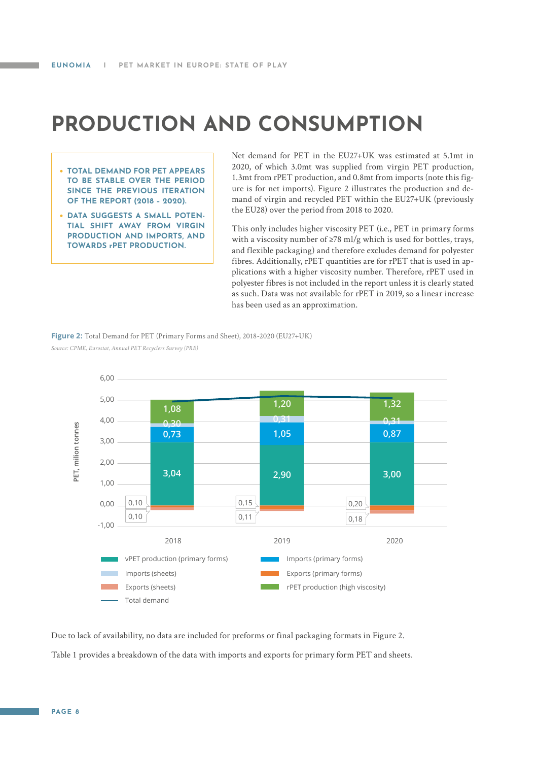# PRODUCTION AND CONSUMPTION

- **TOTAL DEMAND FOR PET APPEARS TO BE STABLE OVER THE PERIOD SINCE THE PREVIOUS ITERATION OF THE REPORT (2018 - 2020).**
- **DATA SUGGESTS A SMALL POTENTIAL SHIFT AWAY FROM VIRGIN PRODUCTION AND IMPORTS, AND TOWARDS rPET PRODUCTION.**

Net demand for PET in the EU27+UK was estimated at 5.1mt in 2020, of which 3.0mt was supplied from virgin PET production, 1.3mt from rPET production, and 0.8mt from imports (note this figure is for net imports). Figure 2 illustrates the production and demand of virgin and recycled PET within the EU27+UK (previously the EU28) over the period from 2018 to 2020.

This only includes higher viscosity PET (i.e., PET in primary forms with a viscosity number of ≥78 ml/g which is used for bottles, trays, and flexible packaging) and therefore excludes demand for polyester fibres. Additionally, rPET quantities are for rPET that is used in applications with a higher viscosity number. Therefore, rPET used in polyester fibres is not included in the report unless it is clearly stated as such. Data was not available for rPET in 2019, so a linear increase has been used as an approximation.

**Figure 2:** Total Demand for PET (Primary Forms and Sheet), 2018-2020 (EU27+UK)

*Source: CPME, Eurostat, Annual PET Recyclers Survey (PRE)*

| PET, milion tonnes | 2018 | 2019 | 2020 |
|---|---|---|---|
| vPET production (primary forms) | 3,04 | 2,90 | 3,00 |
| Imports (primary forms) | 0,73 | 1,05 | 0,87 |
| Imports (sheets) | 0,30 | 0,31 | 0,31 |
| rPET production (high viscosity) | 1,08 | 1,20 | 1,32 |
| Exports (primary forms) | 0,10 | 0,15 | 0,20 |
| Exports (sheets) | 0,10 | 0,11 | 0,18 |

Due to lack of availability, no data are included for preforms or final packaging formats in Figure 2.

Table 1 provides a breakdown of the data with imports and exports for primary form PET and sheets.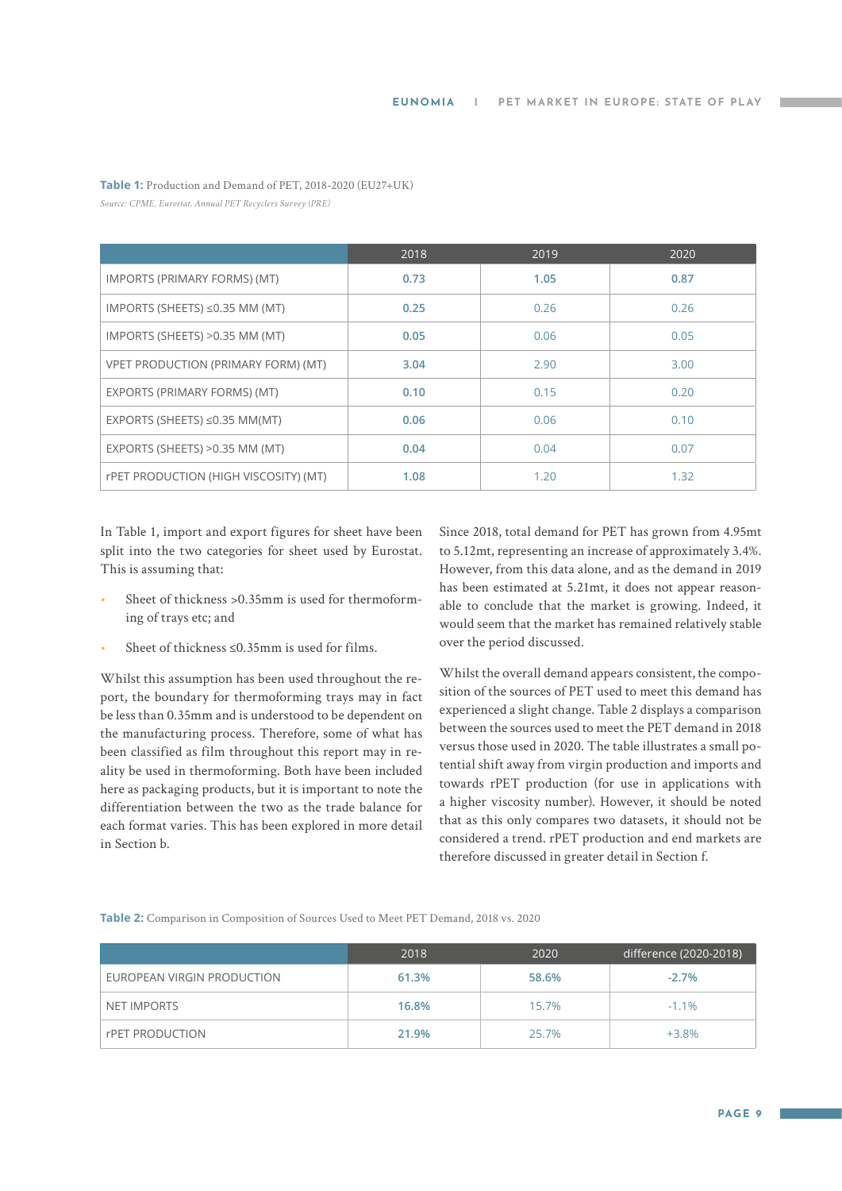**Table 1:** Production and Demand of PET, 2018-2020 (EU27+UK)

*Source: CPME, Eurostat, Annual PET Recyclers Survey (PRE)*

| | 2018 | 2019 | 2020 |
|---|---|---|---|
| IMPORTS (PRIMARY FORMS) (MT) | 0.73 | 1.05 | 0.87 |
| IMPORTS (SHEETS) ≤0.35 MM (MT) | 0.25 | 0.26 | 0.26 |
| IMPORTS (SHEETS) >0.35 MM (MT) | 0.05 | 0.06 | 0.05 |
| VPET PRODUCTION (PRIMARY FORM) (MT) | 3.04 | 2.90 | 3.00 |
| EXPORTS (PRIMARY FORMS) (MT) | 0.10 | 0.15 | 0.20 |
| EXPORTS (SHEETS) ≤0.35 MM(MT) | 0.06 | 0.06 | 0.10 |
| EXPORTS (SHEETS) >0.35 MM (MT) | 0.04 | 0.04 | 0.07 |
| rPET PRODUCTION (HIGH VISCOSITY) (MT) | 1.08 | 1.20 | 1.32 |

In Table 1, import and export figures for sheet have been split into the two categories for sheet used by Eurostat. This is assuming that:

- Sheet of thickness >0.35mm is used for thermoforming of trays etc; and
- Sheet of thickness ≤0.35mm is used for films.

Whilst this assumption has been used throughout the report, the boundary for thermoforming trays may in fact be less than 0.35mm and is understood to be dependent on the manufacturing process. Therefore, some of what has been classified as film throughout this report may in reality be used in thermoforming. Both have been included here as packaging products, but it is important to note the differentiation between the two as the trade balance for each format varies. This has been explored in more detail in Section b.

Since 2018, total demand for PET has grown from 4.95mt to 5.12mt, representing an increase of approximately 3.4%. However, from this data alone, and as the demand in 2019 has been estimated at 5.21mt, it does not appear reasonable to conclude that the market is growing. Indeed, it would seem that the market has remained relatively stable over the period discussed.

Whilst the overall demand appears consistent, the composition of the sources of PET used to meet this demand has experienced a slight change. Table 2 displays a comparison between the sources used to meet the PET demand in 2018 versus those used in 2020. The table illustrates a small potential shift away from virgin production and imports and towards rPET production (for use in applications with a higher viscosity number). However, it should be noted that as this only compares two datasets, it should not be considered a trend. rPET production and end markets are therefore discussed in greater detail in Section f.

**Table 2:** Comparison in Composition of Sources Used to Meet PET Demand, 2018 vs. 2020

| | 2018 | 2020 | difference (2020-2018) |
|---|---|---|---|
| EUROPEAN VIRGIN PRODUCTION | 61.3% | 58.6% | -2.7% |
| NET IMPORTS | 16.8% | 15.7% | -1.1% |
| rPET PRODUCTION | 21.9% | 25.7% | +3.8% |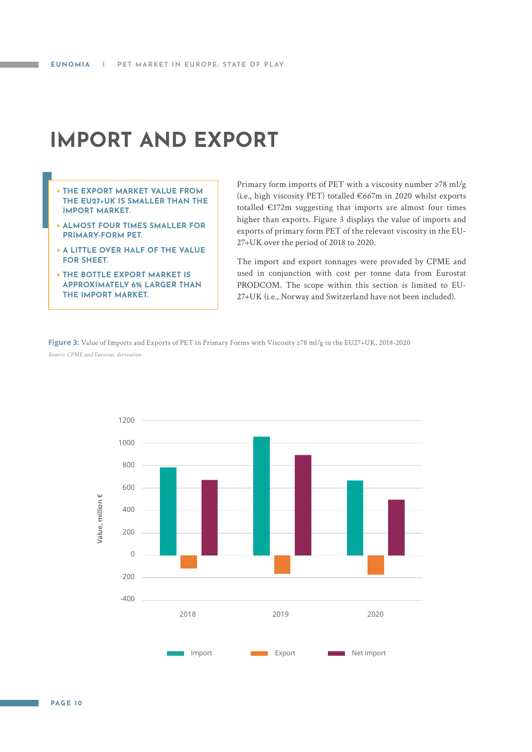# IMPORT AND EXPORT

- **THE EXPORT MARKET VALUE FROM THE EU27+UK IS SMALLER THAN THE IMPORT MARKET.**
- **ALMOST FOUR TIMES SMALLER FOR PRIMARY-FORM PET.**
- **A LITTLE OVER HALF OF THE VALUE FOR SHEET.**
- **THE BOTTLE EXPORT MARKET IS APPROXIMATELY 6% LARGER THAN THE IMPORT MARKET.**

Primary form imports of PET with a viscosity number ≥78 ml/g (i.e., high viscosity PET) totalled €667m in 2020 whilst exports totalled €172m suggesting that imports are almost four times higher than exports. Figure 3 displays the value of imports and exports of primary form PET of the relevant viscosity in the EU-27+UK over the period of 2018 to 2020.

The import and export tonnages were provided by CPME and used in conjunction with cost per tonne data from Eurostat PRODCOM. The scope within this section is limited to EU-27+UK (i.e., Norway and Switzerland have not been included).

**Figure 3:** Value of Imports and Exports of PET in Primary Forms with Viscosity ≥78 ml/g in the EU27+UK, 2018-2020

*Source: CPME and Eurostat, derivation*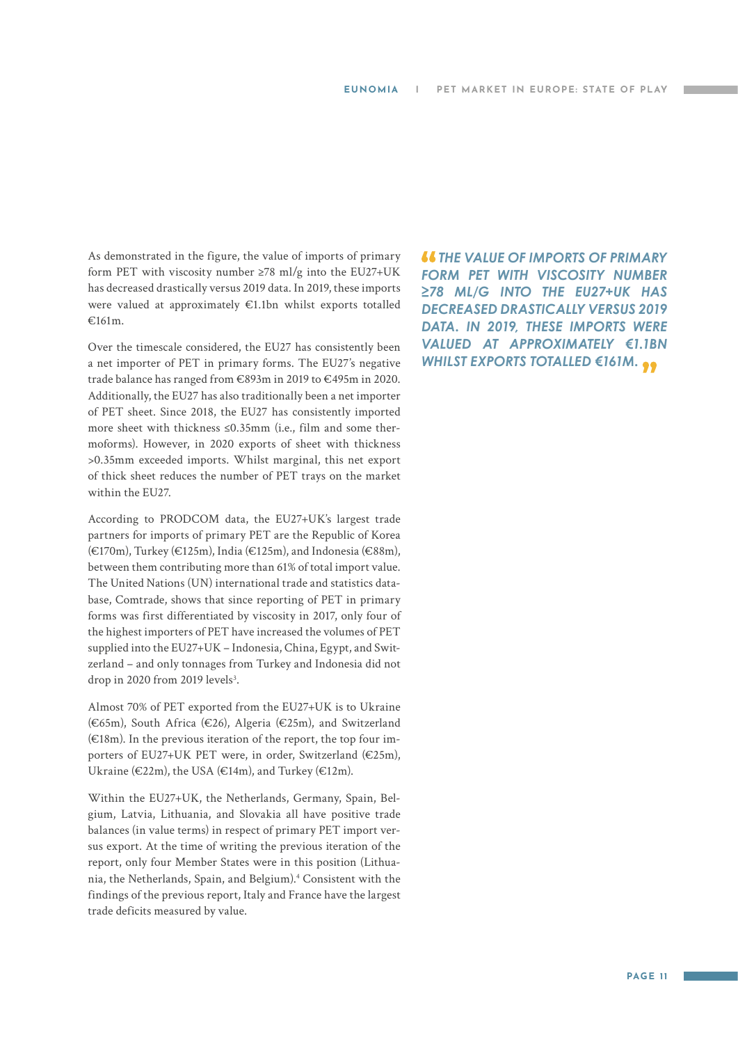As demonstrated in the figure, the value of imports of primary form PET with viscosity number ≥78 ml/g into the EU27+UK has decreased drastically versus 2019 data. In 2019, these imports were valued at approximately €1.1bn whilst exports totalled €161m.

Over the timescale considered, the EU27 has consistently been a net importer of PET in primary forms. The EU27's negative trade balance has ranged from €893m in 2019 to €495m in 2020. Additionally, the EU27 has also traditionally been a net importer of PET sheet. Since 2018, the EU27 has consistently imported more sheet with thickness ≤0.35mm (i.e., film and some thermoforms). However, in 2020 exports of sheet with thickness >0.35mm exceeded imports. Whilst marginal, this net export of thick sheet reduces the number of PET trays on the market within the EU27.

According to PRODCOM data, the EU27+UK's largest trade partners for imports of primary PET are the Republic of Korea (€170m), Turkey (€125m), India (€125m), and Indonesia (€88m), between them contributing more than 61% of total import value. The United Nations (UN) international trade and statistics database, Comtrade, shows that since reporting of PET in primary forms was first differentiated by viscosity in 2017, only four of the highest importers of PET have increased the volumes of PET supplied into the EU27+UK – Indonesia, China, Egypt, and Switzerland – and only tonnages from Turkey and Indonesia did not drop in 2020 from 2019 levels[3].

Almost 70% of PET exported from the EU27+UK is to Ukraine (€65m), South Africa (€26), Algeria (€25m), and Switzerland (€18m). In the previous iteration of the report, the top four importers of EU27+UK PET were, in order, Switzerland (€25m), Ukraine (€22m), the USA (€14m), and Turkey (€12m).

Within the EU27+UK, the Netherlands, Germany, Spain, Belgium, Latvia, Lithuania, and Slovakia all have positive trade balances (in value terms) in respect of primary PET import versus export. At the time of writing the previous iteration of the report, only four Member States were in this position (Lithuania, the Netherlands, Spain, and Belgium).[4] Consistent with the findings of the previous report, Italy and France have the largest trade deficits measured by value.

> ***"THE VALUE OF IMPORTS OF PRIMARY FORM PET WITH VISCOSITY NUMBER ≥78 ML/G INTO THE EU27+UK HAS DECREASED DRASTICALLY VERSUS 2019 DATA. IN 2019, THESE IMPORTS WERE VALUED AT APPROXIMATELY €1.1BN WHILST EXPORTS TOTALLED €161M."***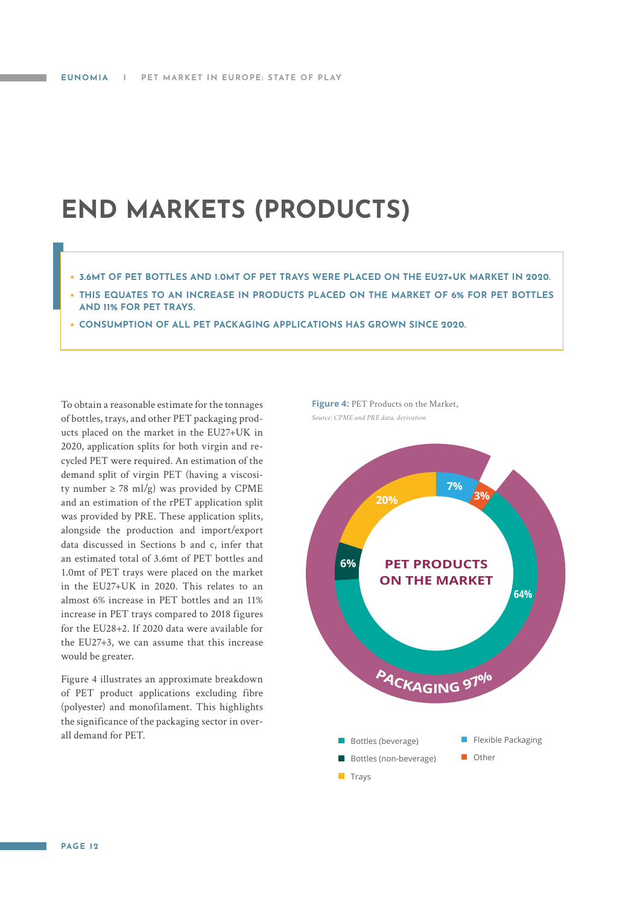# END MARKETS (PRODUCTS)

- **3.6MT OF PET BOTTLES AND 1.0MT OF PET TRAYS WERE PLACED ON THE EU27+UK MARKET IN 2020.**
- **THIS EQUATES TO AN INCREASE IN PRODUCTS PLACED ON THE MARKET OF 6% FOR PET BOTTLES AND 11% FOR PET TRAYS.**
- **CONSUMPTION OF ALL PET PACKAGING APPLICATIONS HAS GROWN SINCE 2020.**

To obtain a reasonable estimate for the tonnages of bottles, trays, and other PET packaging products placed on the market in the EU27+UK in 2020, application splits for both virgin and recycled PET were required. An estimation of the demand split of virgin PET (having a viscosity number ≥ 78 ml/g) was provided by CPME and an estimation of the rPET application split was provided by PRE. These application splits, alongside the production and import/export data discussed in Sections b and c, infer that an estimated total of 3.6mt of PET bottles and 1.0mt of PET trays were placed on the market in the EU27+UK in 2020. This relates to an almost 6% increase in PET bottles and an 11% increase in PET trays compared to 2018 figures for the EU28+2. If 2020 data were available for the EU27+3, we can assume that this increase would be greater.

Figure 4 illustrates an approximate breakdown of PET product applications excluding fibre (polyester) and monofilament. This highlights the significance of the packaging sector in overall demand for PET.

**Figure 4:** PET Products on the Market,

*Source: CPME and PRE data, derivation*

PET PRODUCTS ON THE MARKET — PACKAGING 97%

| Category | Share |
| --- | --- |
| Bottles (beverage) | 64% |
| Bottles (non-beverage) | 6% |
| Trays | 20% |
| Flexible Packaging | 7% |
| Other | 3% |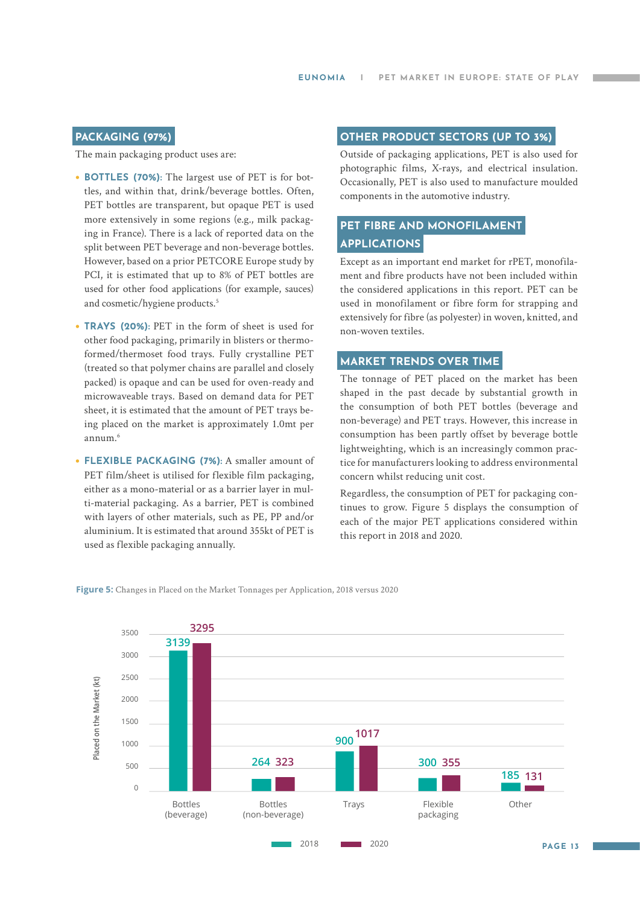## PACKAGING (97%)

The main packaging product uses are:

- **BOTTLES (70%):** The largest use of PET is for bottles, and within that, drink/beverage bottles. Often, PET bottles are transparent, but opaque PET is used more extensively in some regions (e.g., milk packaging in France). There is a lack of reported data on the split between PET beverage and non-beverage bottles. However, based on a prior PETCORE Europe study by PCI, it is estimated that up to 8% of PET bottles are used for other food applications (for example, sauces) and cosmetic/hygiene products.[5]

- **TRAYS (20%):** PET in the form of sheet is used for other food packaging, primarily in blisters or thermoformed/thermoset food trays. Fully crystalline PET (treated so that polymer chains are parallel and closely packed) is opaque and can be used for oven-ready and microwaveable trays. Based on demand data for PET sheet, it is estimated that the amount of PET trays being placed on the market is approximately 1.0mt per annum.[6]

- **FLEXIBLE PACKAGING (7%):** A smaller amount of PET film/sheet is utilised for flexible film packaging, either as a mono-material or as a barrier layer in multi-material packaging. As a barrier, PET is combined with layers of other materials, such as PE, PP and/or aluminium. It is estimated that around 355kt of PET is used as flexible packaging annually.

## OTHER PRODUCT SECTORS (UP TO 3%)

Outside of packaging applications, PET is also used for photographic films, X-rays, and electrical insulation. Occasionally, PET is also used to manufacture moulded components in the automotive industry.

## PET FIBRE AND MONOFILAMENT APPLICATIONS

Except as an important end market for rPET, monofilament and fibre products have not been included within the considered applications in this report. PET can be used in monofilament or fibre form for strapping and extensively for fibre (as polyester) in woven, knitted, and non-woven textiles.

## MARKET TRENDS OVER TIME

The tonnage of PET placed on the market has been shaped in the past decade by substantial growth in the consumption of both PET bottles (beverage and non-beverage) and PET trays. However, this increase in consumption has been partly offset by beverage bottle lightweighting, which is an increasingly common practice for manufacturers looking to address environmental concern whilst reducing unit cost.

Regardless, the consumption of PET for packaging continues to grow. Figure 5 displays the consumption of each of the major PET applications considered within this report in 2018 and 2020.

**Figure 5:** Changes in Placed on the Market Tonnages per Application, 2018 versus 2020

| Application | 2018 (kt) | 2020 (kt) |
|---|---|---|
| Bottles (beverage) | 3139 | 3295 |
| Bottles (non-beverage) | 264 | 323 |
| Trays | 900 | 1017 |
| Flexible packaging | 300 | 355 |
| Other | 185 | 131 |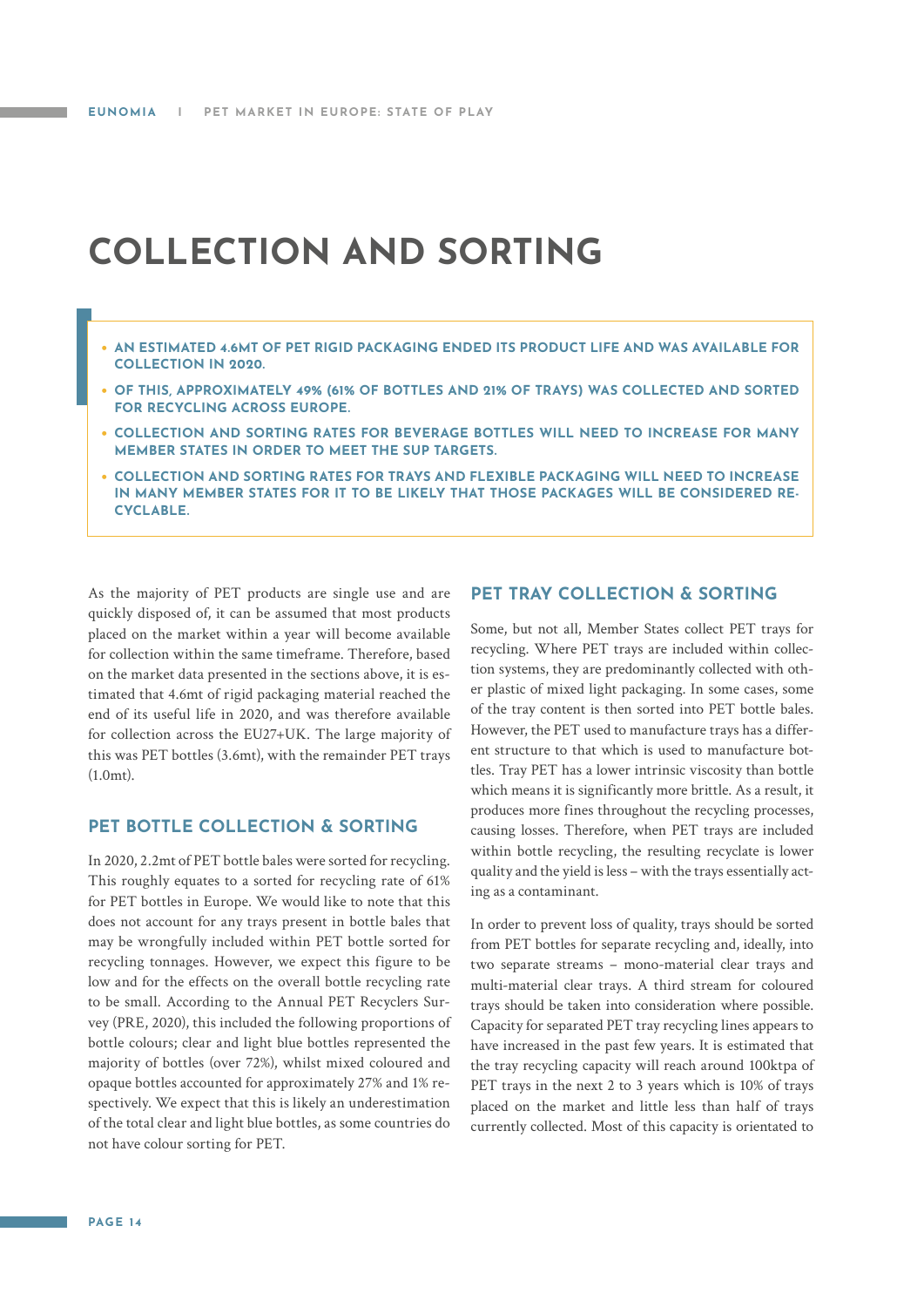# COLLECTION AND SORTING

- **AN ESTIMATED 4.6MT OF PET RIGID PACKAGING ENDED ITS PRODUCT LIFE AND WAS AVAILABLE FOR COLLECTION IN 2020.**
- **OF THIS, APPROXIMATELY 49% (61% OF BOTTLES AND 21% OF TRAYS) WAS COLLECTED AND SORTED FOR RECYCLING ACROSS EUROPE.**
- **COLLECTION AND SORTING RATES FOR BEVERAGE BOTTLES WILL NEED TO INCREASE FOR MANY MEMBER STATES IN ORDER TO MEET THE SUP TARGETS.**
- **COLLECTION AND SORTING RATES FOR TRAYS AND FLEXIBLE PACKAGING WILL NEED TO INCREASE IN MANY MEMBER STATES FOR IT TO BE LIKELY THAT THOSE PACKAGES WILL BE CONSIDERED RECYCLABLE.**

As the majority of PET products are single use and are quickly disposed of, it can be assumed that most products placed on the market within a year will become available for collection within the same timeframe. Therefore, based on the market data presented in the sections above, it is estimated that 4.6mt of rigid packaging material reached the end of its useful life in 2020, and was therefore available for collection across the EU27+UK. The large majority of this was PET bottles (3.6mt), with the remainder PET trays (1.0mt).

## PET BOTTLE COLLECTION & SORTING

In 2020, 2.2mt of PET bottle bales were sorted for recycling. This roughly equates to a sorted for recycling rate of 61% for PET bottles in Europe. We would like to note that this does not account for any trays present in bottle bales that may be wrongfully included within PET bottle sorted for recycling tonnages. However, we expect this figure to be low and for the effects on the overall bottle recycling rate to be small. According to the Annual PET Recyclers Survey (PRE, 2020), this included the following proportions of bottle colours; clear and light blue bottles represented the majority of bottles (over 72%), whilst mixed coloured and opaque bottles accounted for approximately 27% and 1% respectively. We expect that this is likely an underestimation of the total clear and light blue bottles, as some countries do not have colour sorting for PET.

## PET TRAY COLLECTION & SORTING

Some, but not all, Member States collect PET trays for recycling. Where PET trays are included within collection systems, they are predominantly collected with other plastic of mixed light packaging. In some cases, some of the tray content is then sorted into PET bottle bales. However, the PET used to manufacture trays has a different structure to that which is used to manufacture bottles. Tray PET has a lower intrinsic viscosity than bottle which means it is significantly more brittle. As a result, it produces more fines throughout the recycling processes, causing losses. Therefore, when PET trays are included within bottle recycling, the resulting recyclate is lower quality and the yield is less – with the trays essentially acting as a contaminant.

In order to prevent loss of quality, trays should be sorted from PET bottles for separate recycling and, ideally, into two separate streams – mono-material clear trays and multi-material clear trays. A third stream for coloured trays should be taken into consideration where possible. Capacity for separated PET tray recycling lines appears to have increased in the past few years. It is estimated that the tray recycling capacity will reach around 100ktpa of PET trays in the next 2 to 3 years which is 10% of trays placed on the market and little less than half of trays currently collected. Most of this capacity is orientated to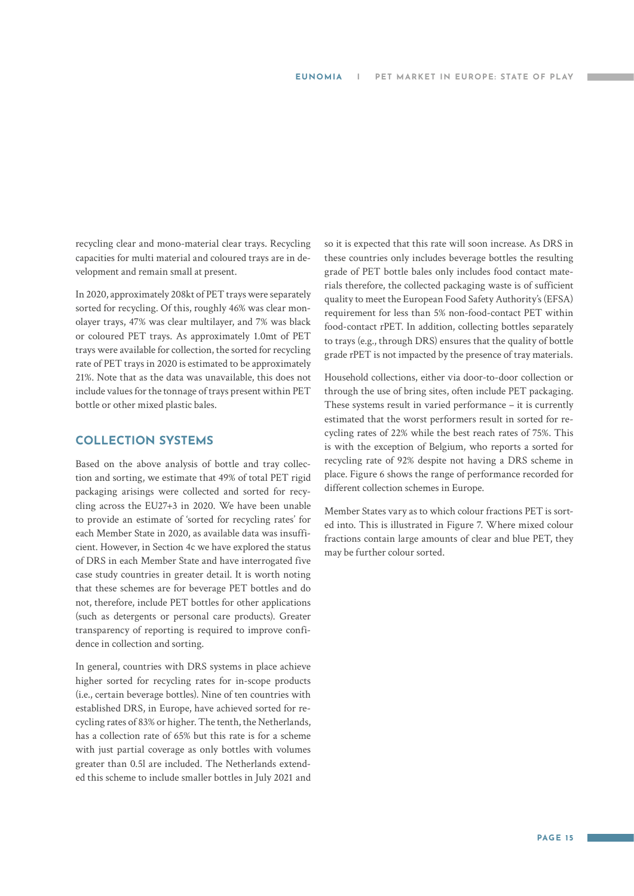recycling clear and mono-material clear trays. Recycling capacities for multi material and coloured trays are in development and remain small at present.

In 2020, approximately 208kt of PET trays were separately sorted for recycling. Of this, roughly 46% was clear monolayer trays, 47% was clear multilayer, and 7% was black or coloured PET trays. As approximately 1.0mt of PET trays were available for collection, the sorted for recycling rate of PET trays in 2020 is estimated to be approximately 21%. Note that as the data was unavailable, this does not include values for the tonnage of trays present within PET bottle or other mixed plastic bales.

## COLLECTION SYSTEMS

Based on the above analysis of bottle and tray collection and sorting, we estimate that 49% of total PET rigid packaging arisings were collected and sorted for recycling across the EU27+3 in 2020. We have been unable to provide an estimate of 'sorted for recycling rates' for each Member State in 2020, as available data was insufficient. However, in Section 4c we have explored the status of DRS in each Member State and have interrogated five case study countries in greater detail. It is worth noting that these schemes are for beverage PET bottles and do not, therefore, include PET bottles for other applications (such as detergents or personal care products). Greater transparency of reporting is required to improve confidence in collection and sorting.

In general, countries with DRS systems in place achieve higher sorted for recycling rates for in-scope products (i.e., certain beverage bottles). Nine of ten countries with established DRS, in Europe, have achieved sorted for recycling rates of 83% or higher. The tenth, the Netherlands, has a collection rate of 65% but this rate is for a scheme with just partial coverage as only bottles with volumes greater than 0.5l are included. The Netherlands extended this scheme to include smaller bottles in July 2021 and so it is expected that this rate will soon increase. As DRS in these countries only includes beverage bottles the resulting grade of PET bottle bales only includes food contact materials therefore, the collected packaging waste is of sufficient quality to meet the European Food Safety Authority's (EFSA) requirement for less than 5% non-food-contact PET within food-contact rPET. In addition, collecting bottles separately to trays (e.g., through DRS) ensures that the quality of bottle grade rPET is not impacted by the presence of tray materials.

Household collections, either via door-to-door collection or through the use of bring sites, often include PET packaging. These systems result in varied performance – it is currently estimated that the worst performers result in sorted for recycling rates of 22% while the best reach rates of 75%. This is with the exception of Belgium, who reports a sorted for recycling rate of 92% despite not having a DRS scheme in place. Figure 6 shows the range of performance recorded for different collection schemes in Europe.

Member States vary as to which colour fractions PET is sorted into. This is illustrated in Figure 7. Where mixed colour fractions contain large amounts of clear and blue PET, they may be further colour sorted.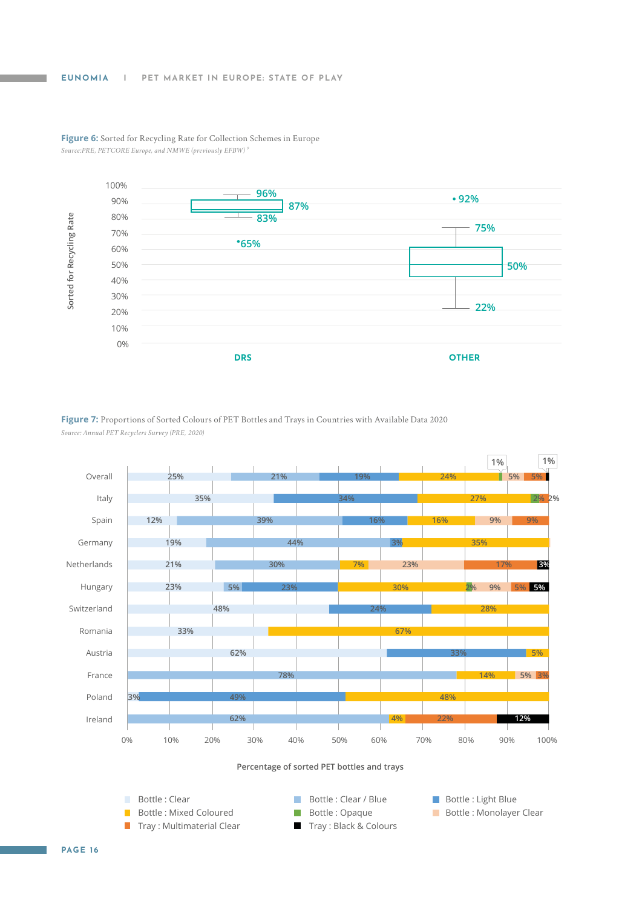**Figure 6:** Sorted for Recycling Rate for Collection Schemes in Europe

*Source:PRE, PETCORE Europe, and NMWE (previously EFBW)* [8]

**Figure 7:** Proportions of Sorted Colours of PET Bottles and Trays in Countries with Available Data 2020

*Source: Annual PET Recyclers Survey (PRE, 2020)*

| Country | Bottle : Clear | Bottle : Clear / Blue | Bottle : Light Blue | Bottle : Mixed Coloured | Bottle : Opaque | Bottle : Monolayer Clear | Tray : Multimaterial Clear | Tray : Black & Colours |
|---|---|---|---|---|---|---|---|---|
| Overall | 25% | 21% | 19% | 24% | 1% | 5% | 5% | 1% |
| Italy | 35% | | 34% | 27% | 2% | | 2% | |
| Spain | 12% | 39% | 16% | 16% | | 9% | 9% | |
| Germany | 19% | 44% | 3% | 35% | | | | |
| Netherlands | 21% | 30% | | 7% | | 23% | 17% | 3% |
| Hungary | 23% | 5% | 23% | 30% | 2% | 9% | 5% | 5% |
| Switzerland | 48% | | 24% | 28% | | | | |
| Romania | 33% | | | 67% | | | | |
| Austria | 62% | | 33% | 5% | | | | |
| France | | 78% | | 14% | | 5% | 3% | |
| Poland | | 3% | 49% | 48% | | | | |
| Ireland | | 62% | | 4% | | | 22% | 12% |

Percentage of sorted PET bottles and trays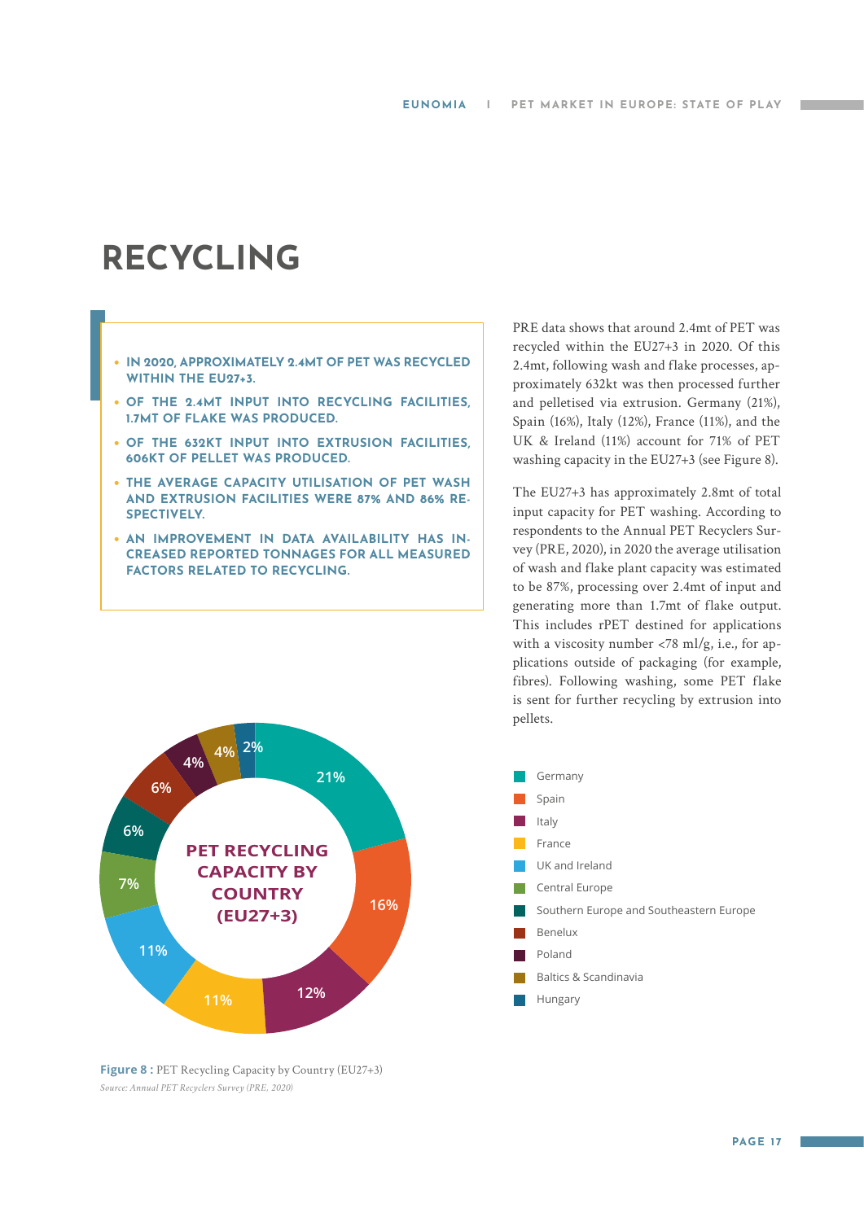# RECYCLING

- **IN 2020, APPROXIMATELY 2.4MT OF PET WAS RECYCLED WITHIN THE EU27+3.**
- **OF THE 2.4MT INPUT INTO RECYCLING FACILITIES, 1.7MT OF FLAKE WAS PRODUCED.**
- **OF THE 632KT INPUT INTO EXTRUSION FACILITIES, 606KT OF PELLET WAS PRODUCED.**
- **THE AVERAGE CAPACITY UTILISATION OF PET WASH AND EXTRUSION FACILITIES WERE 87% AND 86% RESPECTIVELY.**
- **AN IMPROVEMENT IN DATA AVAILABILITY HAS INCREASED REPORTED TONNAGES FOR ALL MEASURED FACTORS RELATED TO RECYCLING.**

PRE data shows that around 2.4mt of PET was recycled within the EU27+3 in 2020. Of this 2.4mt, following wash and flake processes, approximately 632kt was then processed further and pelletised via extrusion. Germany (21%), Spain (16%), Italy (12%), France (11%), and the UK & Ireland (11%) account for 71% of PET washing capacity in the EU27+3 (see Figure 8).

The EU27+3 has approximately 2.8mt of total input capacity for PET washing. According to respondents to the Annual PET Recyclers Survey (PRE, 2020), in 2020 the average utilisation of wash and flake plant capacity was estimated to be 87%, processing over 2.4mt of input and generating more than 1.7mt of flake output. This includes rPET destined for applications with a viscosity number <78 ml/g, i.e., for applications outside of packaging (for example, fibres). Following washing, some PET flake is sent for further recycling by extrusion into pellets.

**PET RECYCLING CAPACITY BY COUNTRY (EU27+3)**

| Country / Region | Share |
|---|---|
| Germany | 21% |
| Spain | 16% |
| Italy | 12% |
| France | 11% |
| UK and Ireland | 11% |
| Central Europe | 7% |
| Southern Europe and Southeastern Europe | 6% |
| Benelux | 6% |
| Poland | 4% |
| Baltics & Scandinavia | 4% |
| Hungary | 2% |

**Figure 8 :** PET Recycling Capacity by Country (EU27+3)

*Source: Annual PET Recyclers Survey (PRE, 2020)*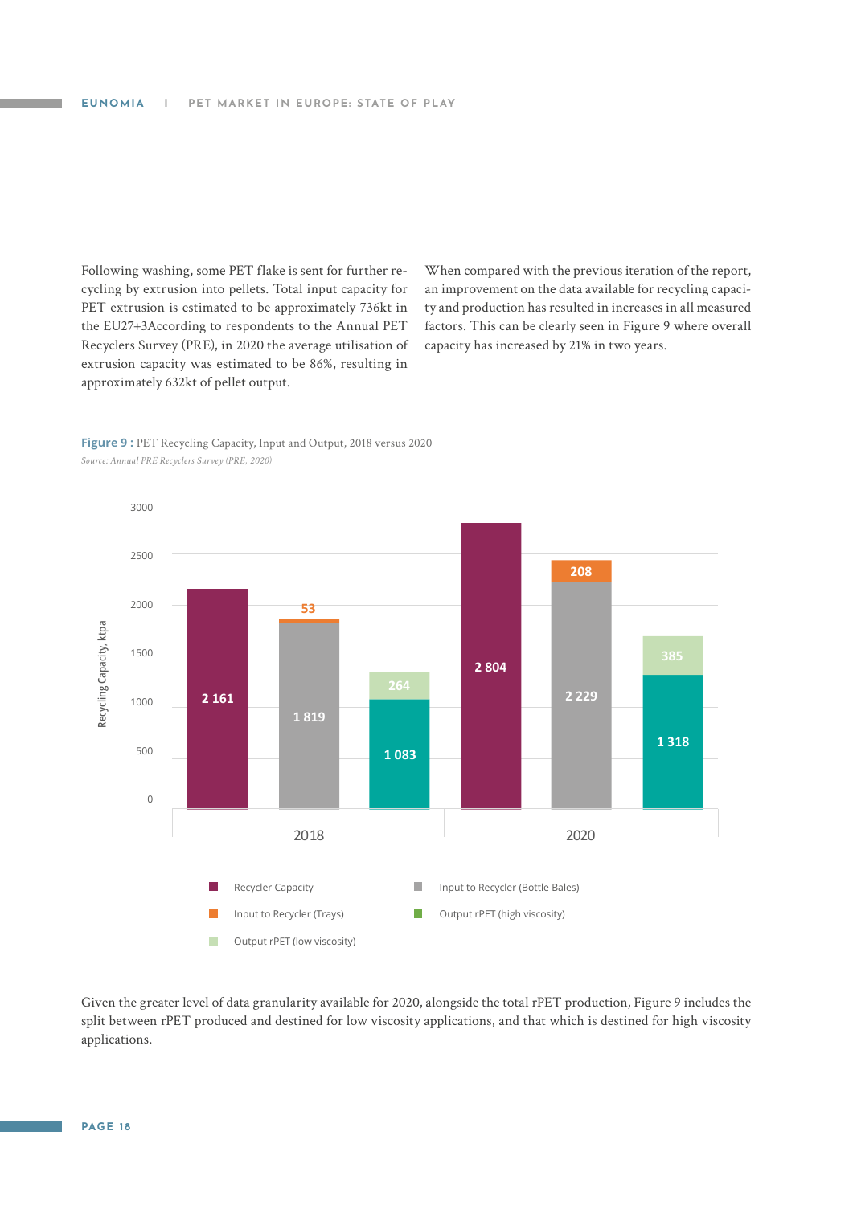Following washing, some PET flake is sent for further recycling by extrusion into pellets. Total input capacity for PET extrusion is estimated to be approximately 736kt in the EU27+3According to respondents to the Annual PET Recyclers Survey (PRE), in 2020 the average utilisation of extrusion capacity was estimated to be 86%, resulting in approximately 632kt of pellet output.

When compared with the previous iteration of the report, an improvement on the data available for recycling capacity and production has resulted in increases in all measured factors. This can be clearly seen in Figure 9 where overall capacity has increased by 21% in two years.

**Figure 9 :** PET Recycling Capacity, Input and Output, 2018 versus 2020

*Source: Annual PRE Recyclers Survey (PRE, 2020)*

| Recycling Capacity, ktpa | 2018 | 2020 |
|---|---|---|
| Recycler Capacity | 2 161 | 2 804 |
| Input to Recycler (Bottle Bales) | 1 819 | 2 229 |
| Input to Recycler (Trays) | 53 | 208 |
| Output rPET (high viscosity) | 1 083 | 1 318 |
| Output rPET (low viscosity) | 264 | 385 |

Given the greater level of data granularity available for 2020, alongside the total rPET production, Figure 9 includes the split between rPET produced and destined for low viscosity applications, and that which is destined for high viscosity applications.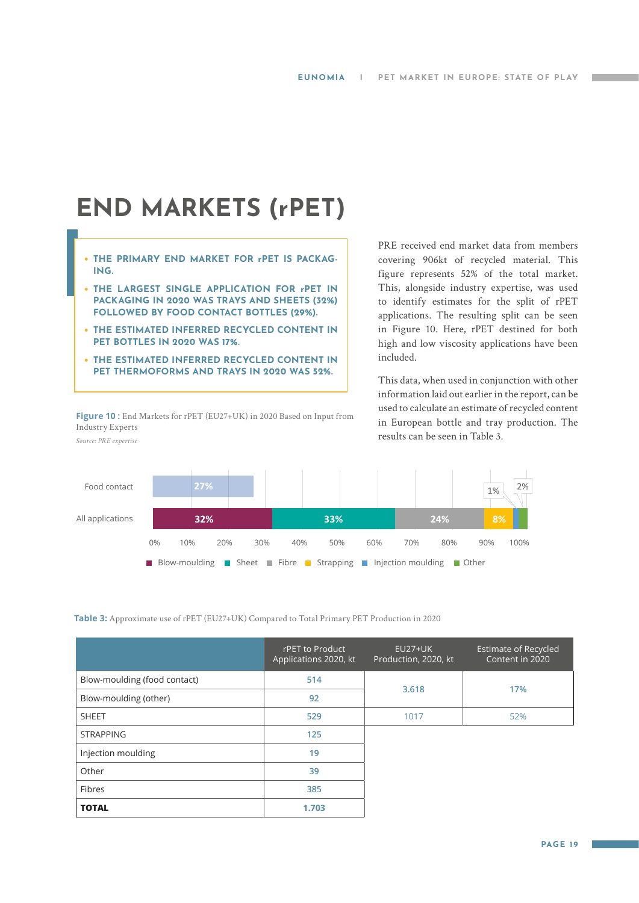# END MARKETS (rPET)

- THE PRIMARY END MARKET FOR rPET IS PACKAGING.
- THE LARGEST SINGLE APPLICATION FOR rPET IN PACKAGING IN 2020 WAS TRAYS AND SHEETS (32%) FOLLOWED BY FOOD CONTACT BOTTLES (29%).
- THE ESTIMATED INFERRED RECYCLED CONTENT IN PET BOTTLES IN 2020 WAS 17%.
- THE ESTIMATED INFERRED RECYCLED CONTENT IN PET THERMOFORMS AND TRAYS IN 2020 WAS 52%.

PRE received end market data from members covering 906kt of recycled material. This figure represents 52% of the total market. This, alongside industry expertise, was used to identify estimates for the split of rPET applications. The resulting split can be seen in Figure 10. Here, rPET destined for both high and low viscosity applications have been included.

This data, when used in conjunction with other information laid out earlier in the report, can be used to calculate an estimate of recycled content in European bottle and tray production. The results can be seen in Table 3.

**Figure 10 :** End Markets for rPET (EU27+UK) in 2020 Based on Input from Industry Experts

*Source: PRE expertise*

| | Blow-moulding | Sheet | Fibre | Strapping | Injection moulding | Other |
|---|---|---|---|---|---|---|
| Food contact | 27% | | | | | |
| All applications | 32% | 33% | 24% | 8% | 1% | 2% |

**Table 3:** Approximate use of rPET (EU27+UK) Compared to Total Primary PET Production in 2020

| | rPET to Product Applications 2020, kt | EU27+UK Production, 2020, kt | Estimate of Recycled Content in 2020 |
|---|---|---|---|
| Blow-moulding (food contact) | 514 | 3.618 | 17% |
| Blow-moulding (other) | 92 | | |
| SHEET | 529 | 1017 | 52% |
| STRAPPING | 125 | | |
| Injection moulding | 19 | | |
| Other | 39 | | |
| Fibres | 385 | | |
| **TOTAL** | 1.703 | | |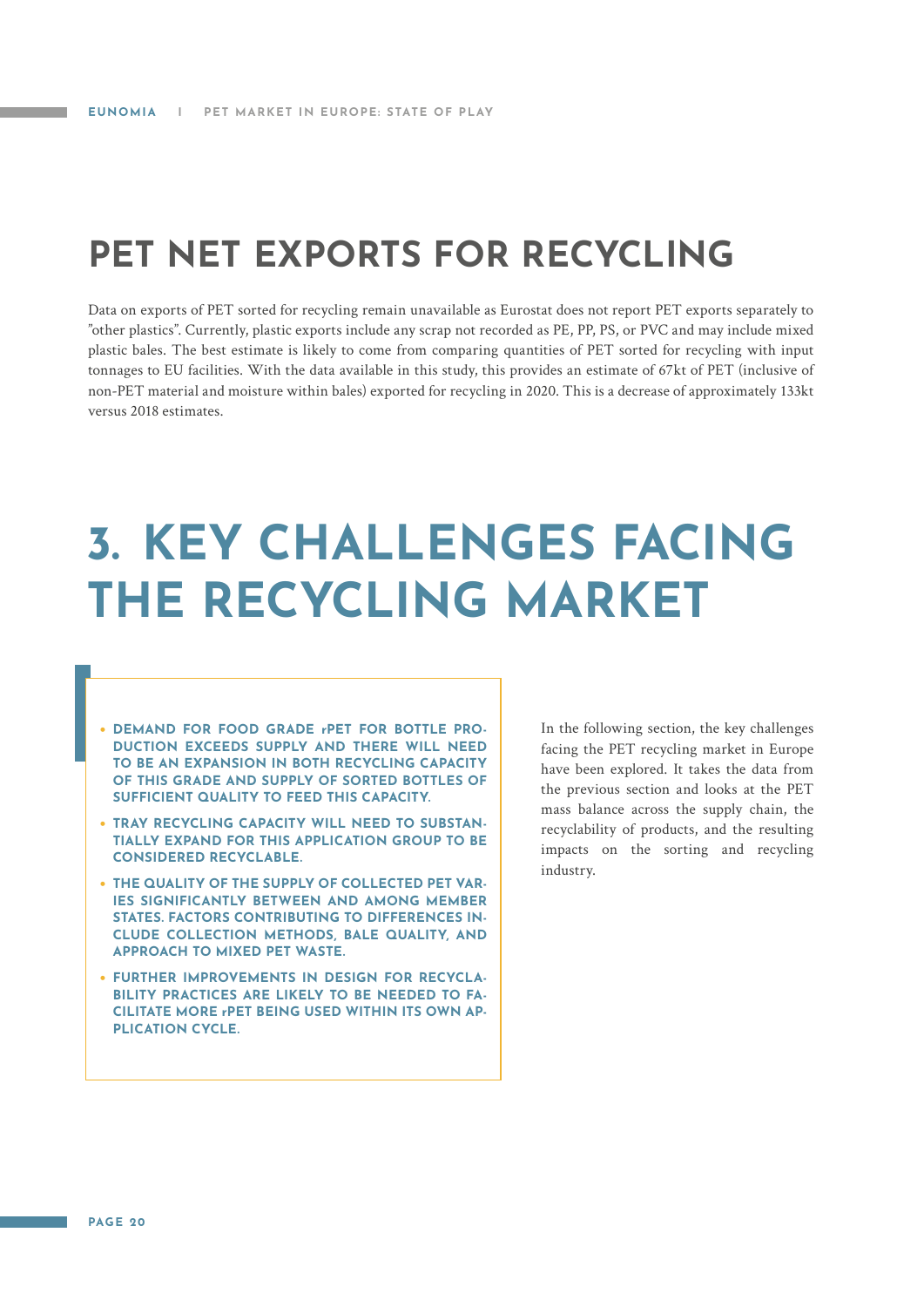## PET NET EXPORTS FOR RECYCLING

Data on exports of PET sorted for recycling remain unavailable as Eurostat does not report PET exports separately to "other plastics". Currently, plastic exports include any scrap not recorded as PE, PP, PS, or PVC and may include mixed plastic bales. The best estimate is likely to come from comparing quantities of PET sorted for recycling with input tonnages to EU facilities. With the data available in this study, this provides an estimate of 67kt of PET (inclusive of non-PET material and moisture within bales) exported for recycling in 2020. This is a decrease of approximately 133kt versus 2018 estimates.

# 3. KEY CHALLENGES FACING THE RECYCLING MARKET

- **DEMAND FOR FOOD GRADE rPET FOR BOTTLE PRODUCTION EXCEEDS SUPPLY AND THERE WILL NEED TO BE AN EXPANSION IN BOTH RECYCLING CAPACITY OF THIS GRADE AND SUPPLY OF SORTED BOTTLES OF SUFFICIENT QUALITY TO FEED THIS CAPACITY.**
- **TRAY RECYCLING CAPACITY WILL NEED TO SUBSTANTIALLY EXPAND FOR THIS APPLICATION GROUP TO BE CONSIDERED RECYCLABLE.**
- **THE QUALITY OF THE SUPPLY OF COLLECTED PET VARIES SIGNIFICANTLY BETWEEN AND AMONG MEMBER STATES. FACTORS CONTRIBUTING TO DIFFERENCES INCLUDE COLLECTION METHODS, BALE QUALITY, AND APPROACH TO MIXED PET WASTE.**
- **FURTHER IMPROVEMENTS IN DESIGN FOR RECYCLABILITY PRACTICES ARE LIKELY TO BE NEEDED TO FACILITATE MORE rPET BEING USED WITHIN ITS OWN APPLICATION CYCLE.**

In the following section, the key challenges facing the PET recycling market in Europe have been explored. It takes the data from the previous section and looks at the PET mass balance across the supply chain, the recyclability of products, and the resulting impacts on the sorting and recycling industry.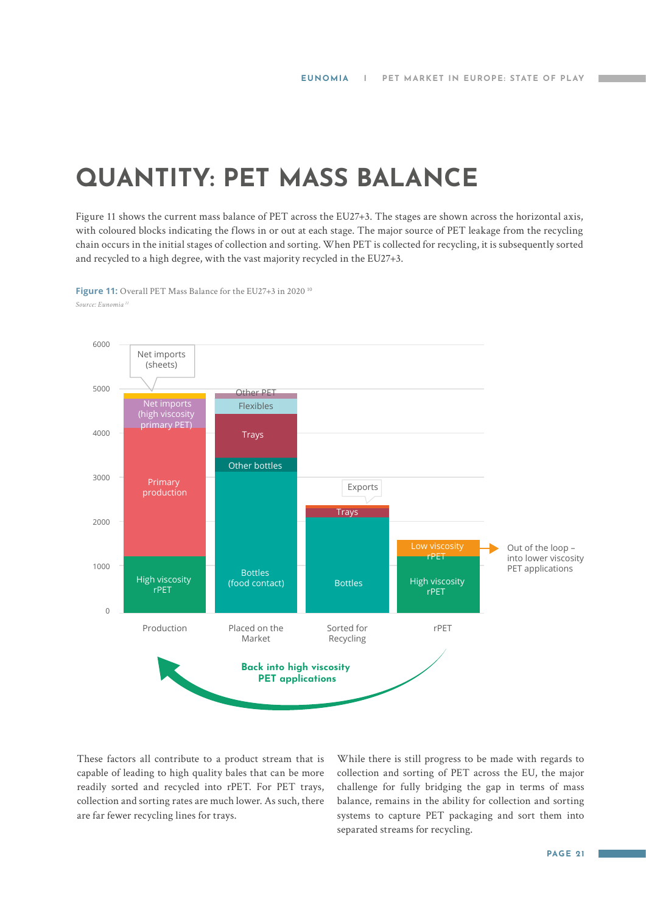# QUANTITY: PET MASS BALANCE

Figure 11 shows the current mass balance of PET across the EU27+3. The stages are shown across the horizontal axis, with coloured blocks indicating the flows in or out at each stage. The major source of PET leakage from the recycling chain occurs in the initial stages of collection and sorting. When PET is collected for recycling, it is subsequently sorted and recycled to a high degree, with the vast majority recycled in the EU27+3.

**Figure 11:** Overall PET Mass Balance for the EU27+3 in 2020 [10]

*Source: Eunomia [11]*

These factors all contribute to a product stream that is capable of leading to high quality bales that can be more readily sorted and recycled into rPET. For PET trays, collection and sorting rates are much lower. As such, there are far fewer recycling lines for trays.

While there is still progress to be made with regards to collection and sorting of PET across the EU, the major challenge for fully bridging the gap in terms of mass balance, remains in the ability for collection and sorting systems to capture PET packaging and sort them into separated streams for recycling.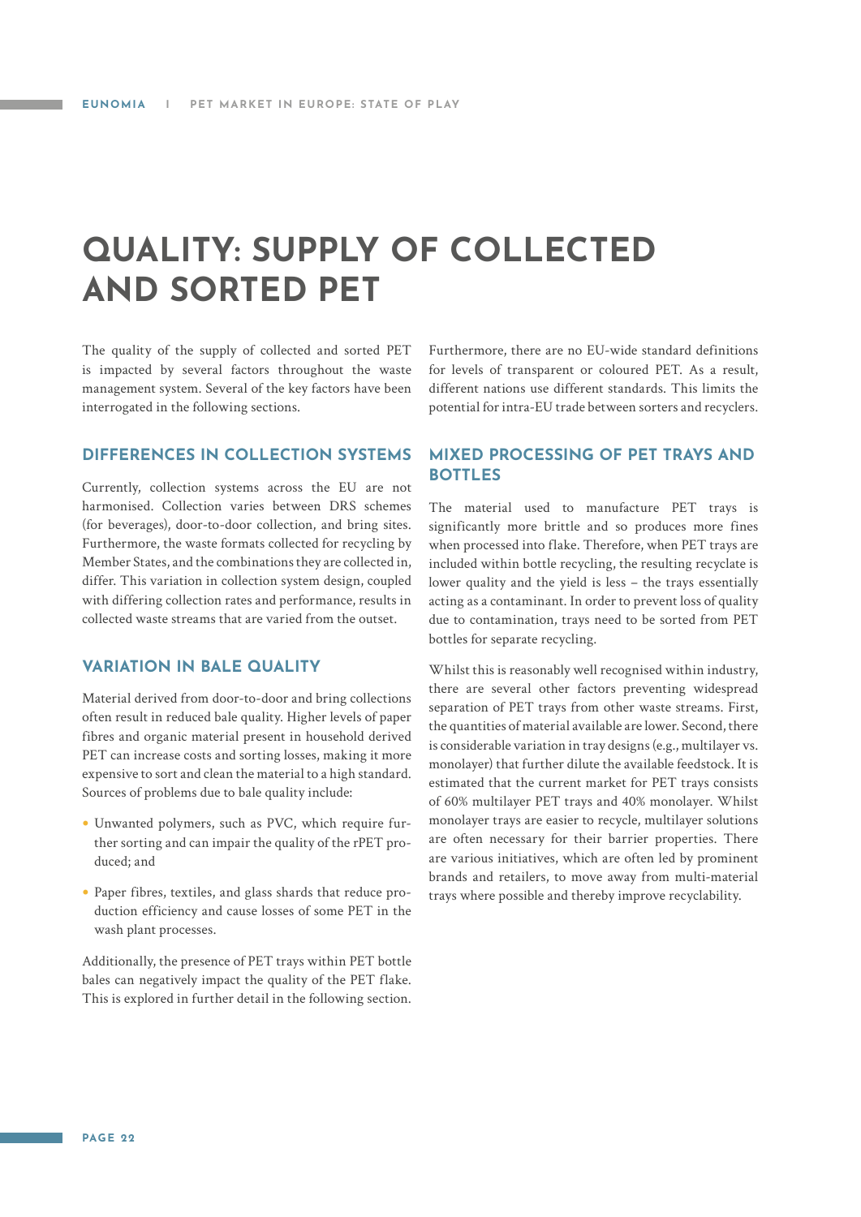# QUALITY: SUPPLY OF COLLECTED AND SORTED PET

The quality of the supply of collected and sorted PET is impacted by several factors throughout the waste management system. Several of the key factors have been interrogated in the following sections.

## DIFFERENCES IN COLLECTION SYSTEMS

Currently, collection systems across the EU are not harmonised. Collection varies between DRS schemes (for beverages), door-to-door collection, and bring sites. Furthermore, the waste formats collected for recycling by Member States, and the combinations they are collected in, differ. This variation in collection system design, coupled with differing collection rates and performance, results in collected waste streams that are varied from the outset.

## VARIATION IN BALE QUALITY

Material derived from door-to-door and bring collections often result in reduced bale quality. Higher levels of paper fibres and organic material present in household derived PET can increase costs and sorting losses, making it more expensive to sort and clean the material to a high standard. Sources of problems due to bale quality include:

- Unwanted polymers, such as PVC, which require further sorting and can impair the quality of the rPET produced; and
- Paper fibres, textiles, and glass shards that reduce production efficiency and cause losses of some PET in the wash plant processes.

Additionally, the presence of PET trays within PET bottle bales can negatively impact the quality of the PET flake. This is explored in further detail in the following section.

Furthermore, there are no EU-wide standard definitions for levels of transparent or coloured PET. As a result, different nations use different standards. This limits the potential for intra-EU trade between sorters and recyclers.

## MIXED PROCESSING OF PET TRAYS AND BOTTLES

The material used to manufacture PET trays is significantly more brittle and so produces more fines when processed into flake. Therefore, when PET trays are included within bottle recycling, the resulting recyclate is lower quality and the yield is less – the trays essentially acting as a contaminant. In order to prevent loss of quality due to contamination, trays need to be sorted from PET bottles for separate recycling.

Whilst this is reasonably well recognised within industry, there are several other factors preventing widespread separation of PET trays from other waste streams. First, the quantities of material available are lower. Second, there is considerable variation in tray designs (e.g., multilayer vs. monolayer) that further dilute the available feedstock. It is estimated that the current market for PET trays consists of 60% multilayer PET trays and 40% monolayer. Whilst monolayer trays are easier to recycle, multilayer solutions are often necessary for their barrier properties. There are various initiatives, which are often led by prominent brands and retailers, to move away from multi-material trays where possible and thereby improve recyclability.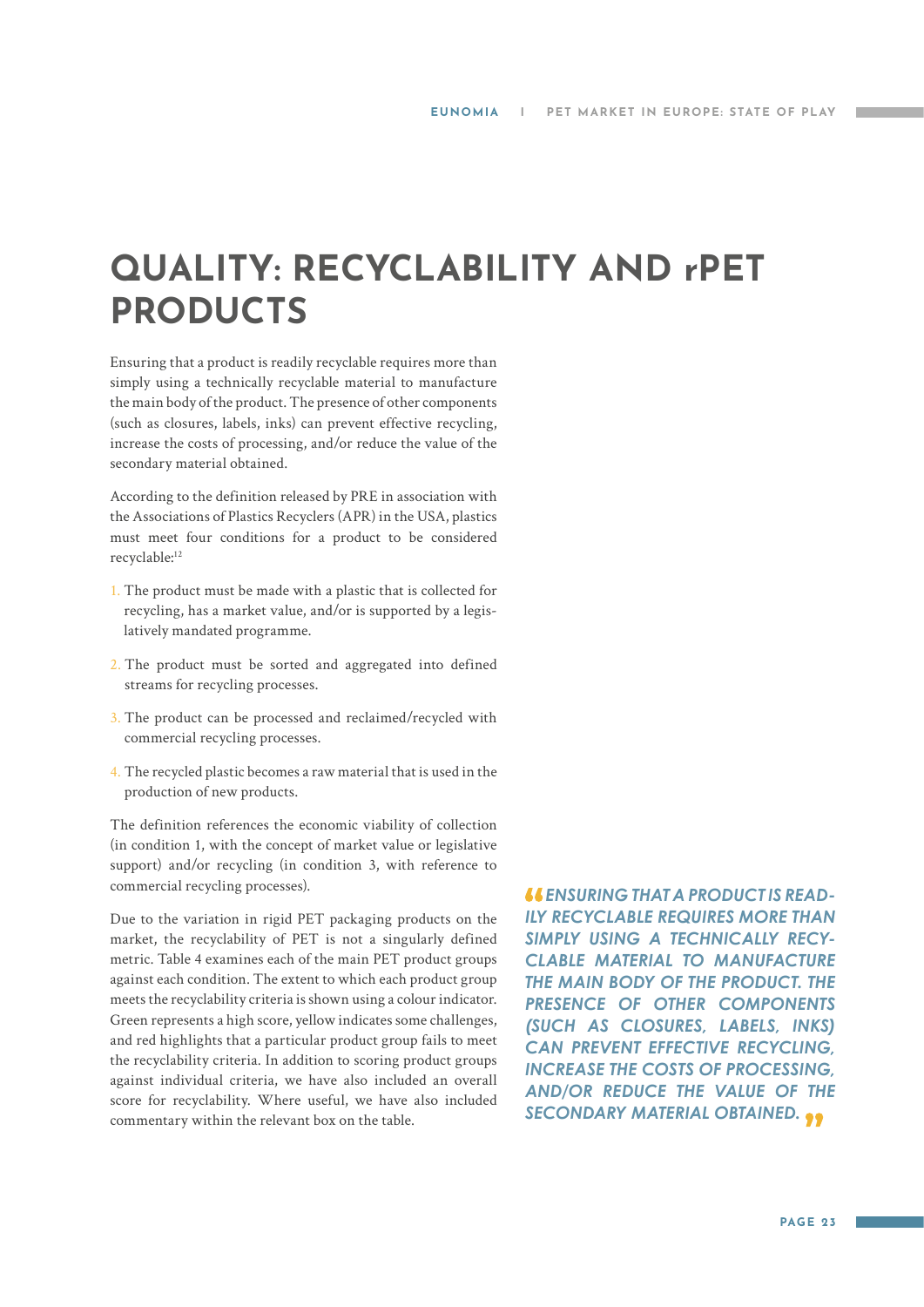# QUALITY: RECYCLABILITY AND rPET PRODUCTS

Ensuring that a product is readily recyclable requires more than simply using a technically recyclable material to manufacture the main body of the product. The presence of other components (such as closures, labels, inks) can prevent effective recycling, increase the costs of processing, and/or reduce the value of the secondary material obtained.

According to the definition released by PRE in association with the Associations of Plastics Recyclers (APR) in the USA, plastics must meet four conditions for a product to be considered recyclable:[12]

1. The product must be made with a plastic that is collected for recycling, has a market value, and/or is supported by a legislatively mandated programme.
2. The product must be sorted and aggregated into defined streams for recycling processes.
3. The product can be processed and reclaimed/recycled with commercial recycling processes.
4. The recycled plastic becomes a raw material that is used in the production of new products.

The definition references the economic viability of collection (in condition 1, with the concept of market value or legislative support) and/or recycling (in condition 3, with reference to commercial recycling processes).

Due to the variation in rigid PET packaging products on the market, the recyclability of PET is not a singularly defined metric. Table 4 examines each of the main PET product groups against each condition. The extent to which each product group meets the recyclability criteria is shown using a colour indicator. Green represents a high score, yellow indicates some challenges, and red highlights that a particular product group fails to meet the recyclability criteria. In addition to scoring product groups against individual criteria, we have also included an overall score for recyclability. Where useful, we have also included commentary within the relevant box on the table.

> ***"ENSURING THAT A PRODUCT IS READILY RECYCLABLE REQUIRES MORE THAN SIMPLY USING A TECHNICALLY RECYCLABLE MATERIAL TO MANUFACTURE THE MAIN BODY OF THE PRODUCT. THE PRESENCE OF OTHER COMPONENTS (SUCH AS CLOSURES, LABELS, INKS) CAN PREVENT EFFECTIVE RECYCLING, INCREASE THE COSTS OF PROCESSING, AND/OR REDUCE THE VALUE OF THE SECONDARY MATERIAL OBTAINED."***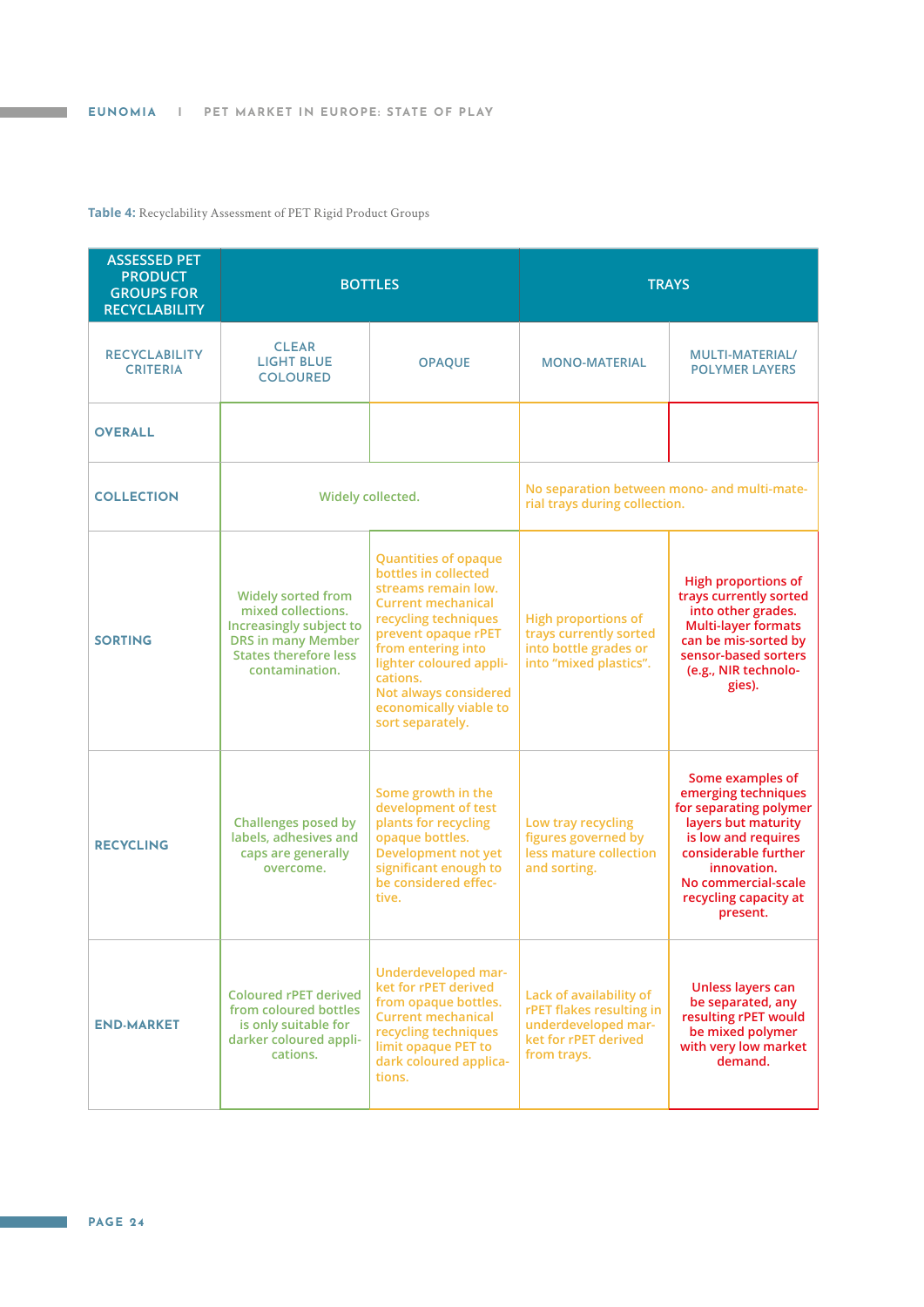**Table 4:** Recyclability Assessment of PET Rigid Product Groups

| ASSESSED PET PRODUCT GROUPS FOR RECYCLABILITY | BOTTLES | | TRAYS | |
|---|---|---|---|---|
| RECYCLABILITY CRITERIA | CLEAR LIGHT BLUE COLOURED | OPAQUE | MONO-MATERIAL | MULTI-MATERIAL/ POLYMER LAYERS |
| **OVERALL** | | | | |
| **COLLECTION** | Widely collected. | | No separation between mono- and multi-material trays during collection. | |
| **SORTING** | Widely sorted from mixed collections. Increasingly subject to DRS in many Member States therefore less contamination. | Quantities of opaque bottles in collected streams remain low. Current mechanical recycling techniques prevent opaque rPET from entering into lighter coloured applications. Not always considered economically viable to sort separately. | High proportions of trays currently sorted into bottle grades or into "mixed plastics". | High proportions of trays currently sorted into other grades. Multi-layer formats can be mis-sorted by sensor-based sorters (e.g., NIR technologies). |
| **RECYCLING** | Challenges posed by labels, adhesives and caps are generally overcome. | Some growth in the development of test plants for recycling opaque bottles. Development not yet significant enough to be considered effective. | Low tray recycling figures governed by less mature collection and sorting. | Some examples of emerging techniques for separating polymer layers but maturity is low and requires considerable further innovation. No commercial-scale recycling capacity at present. |
| **END-MARKET** | Coloured rPET derived from coloured bottles is only suitable for darker coloured applications. | Underdeveloped market for rPET derived from opaque bottles. Current mechanical recycling techniques limit opaque PET to dark coloured applications. | Lack of availability of rPET flakes resulting in underdeveloped market for rPET derived from trays. | Unless layers can be separated, any resulting rPET would be mixed polymer with very low market demand. |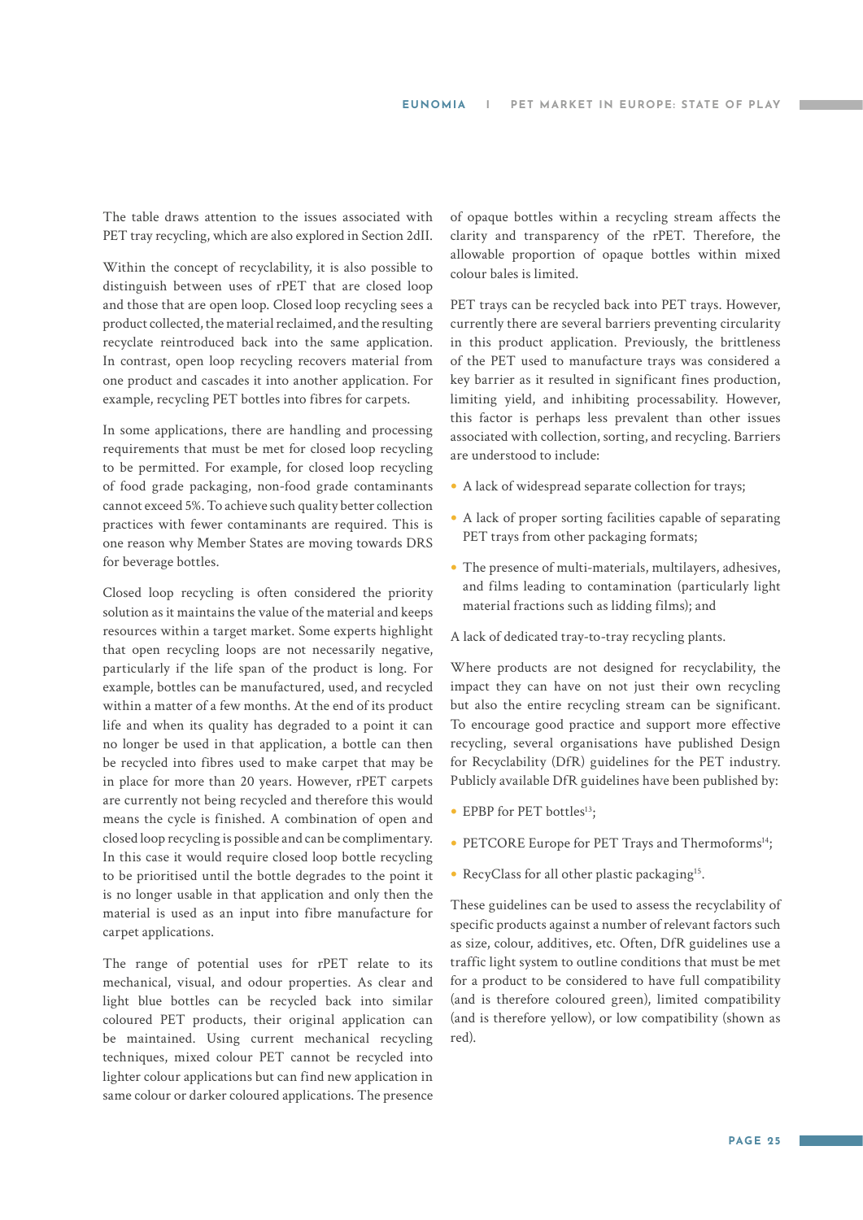The table draws attention to the issues associated with PET tray recycling, which are also explored in Section 2dII.

Within the concept of recyclability, it is also possible to distinguish between uses of rPET that are closed loop and those that are open loop. Closed loop recycling sees a product collected, the material reclaimed, and the resulting recyclate reintroduced back into the same application. In contrast, open loop recycling recovers material from one product and cascades it into another application. For example, recycling PET bottles into fibres for carpets.

In some applications, there are handling and processing requirements that must be met for closed loop recycling to be permitted. For example, for closed loop recycling of food grade packaging, non-food grade contaminants cannot exceed 5%. To achieve such quality better collection practices with fewer contaminants are required. This is one reason why Member States are moving towards DRS for beverage bottles.

Closed loop recycling is often considered the priority solution as it maintains the value of the material and keeps resources within a target market. Some experts highlight that open recycling loops are not necessarily negative, particularly if the life span of the product is long. For example, bottles can be manufactured, used, and recycled within a matter of a few months. At the end of its product life and when its quality has degraded to a point it can no longer be used in that application, a bottle can then be recycled into fibres used to make carpet that may be in place for more than 20 years. However, rPET carpets are currently not being recycled and therefore this would means the cycle is finished. A combination of open and closed loop recycling is possible and can be complimentary. In this case it would require closed loop bottle recycling to be prioritised until the bottle degrades to the point it is no longer usable in that application and only then the material is used as an input into fibre manufacture for carpet applications.

The range of potential uses for rPET relate to its mechanical, visual, and odour properties. As clear and light blue bottles can be recycled back into similar coloured PET products, their original application can be maintained. Using current mechanical recycling techniques, mixed colour PET cannot be recycled into lighter colour applications but can find new application in same colour or darker coloured applications. The presence of opaque bottles within a recycling stream affects the clarity and transparency of the rPET. Therefore, the allowable proportion of opaque bottles within mixed colour bales is limited.

PET trays can be recycled back into PET trays. However, currently there are several barriers preventing circularity in this product application. Previously, the brittleness of the PET used to manufacture trays was considered a key barrier as it resulted in significant fines production, limiting yield, and inhibiting processability. However, this factor is perhaps less prevalent than other issues associated with collection, sorting, and recycling. Barriers are understood to include:

- A lack of widespread separate collection for trays;
- A lack of proper sorting facilities capable of separating PET trays from other packaging formats;
- The presence of multi-materials, multilayers, adhesives, and films leading to contamination (particularly light material fractions such as lidding films); and

A lack of dedicated tray-to-tray recycling plants.

Where products are not designed for recyclability, the impact they can have on not just their own recycling but also the entire recycling stream can be significant. To encourage good practice and support more effective recycling, several organisations have published Design for Recyclability (DfR) guidelines for the PET industry. Publicly available DfR guidelines have been published by:

- EPBP for PET bottles[13];
- PETCORE Europe for PET Trays and Thermoforms[14];
- RecyClass for all other plastic packaging[15].

These guidelines can be used to assess the recyclability of specific products against a number of relevant factors such as size, colour, additives, etc. Often, DfR guidelines use a traffic light system to outline conditions that must be met for a product to be considered to have full compatibility (and is therefore coloured green), limited compatibility (and is therefore yellow), or low compatibility (shown as red).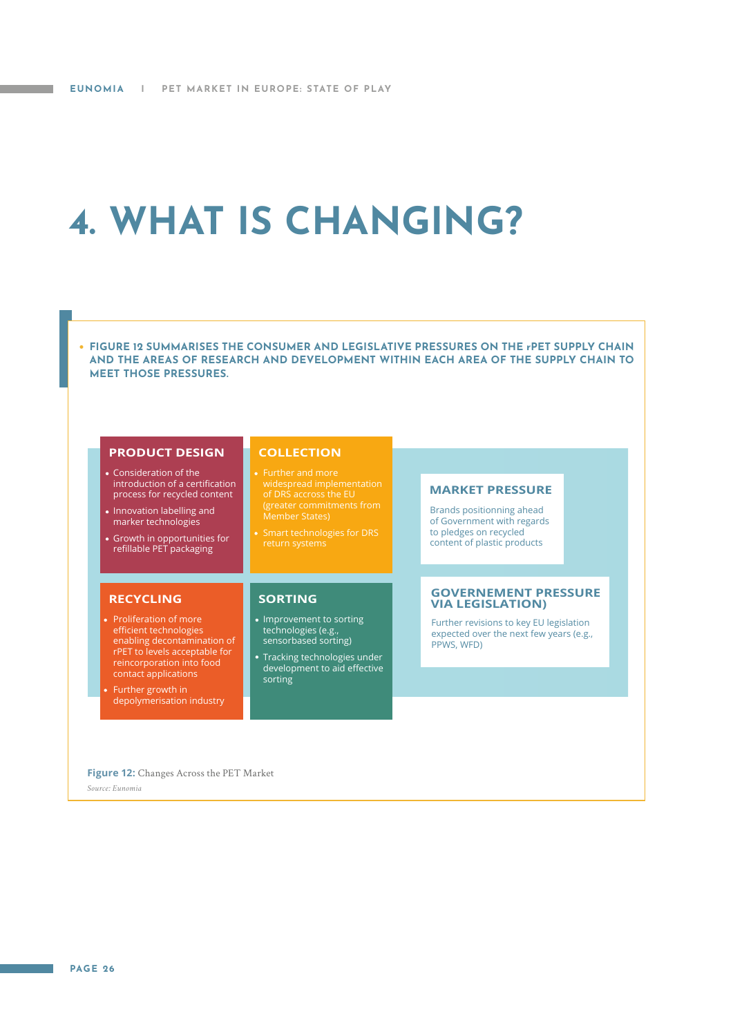# 4. WHAT IS CHANGING?

- **FIGURE 12 SUMMARISES THE CONSUMER AND LEGISLATIVE PRESSURES ON THE rPET SUPPLY CHAIN AND THE AREAS OF RESEARCH AND DEVELOPMENT WITHIN EACH AREA OF THE SUPPLY CHAIN TO MEET THOSE PRESSURES.**

**PRODUCT DESIGN**

- Consideration of the introduction of a certification process for recycled content
- Innovation labelling and marker technologies
- Growth in opportunities for refillable PET packaging

**COLLECTION**

- Further and more widespread implementation of DRS accross the EU (greater commitments from Member States)
- Smart technologies for DRS return systems

**RECYCLING**

- Proliferation of more efficient technologies enabling decontamination of rPET to levels acceptable for reincorporation into food contact applications
- Further growth in depolymerisation industry

**SORTING**

- Improvement to sorting technologies (e.g., sensorbased sorting)
- Tracking technologies under development to aid effective sorting

**MARKET PRESSURE**

Brands positionning ahead of Government with regards to pledges on recycled content of plastic products

**GOVERNEMENT PRESSURE VIA LEGISLATION)**

Further revisions to key EU legislation expected over the next few years (e.g., PPWS, WFD)

**Figure 12:** Changes Across the PET Market

*Source: Eunomia*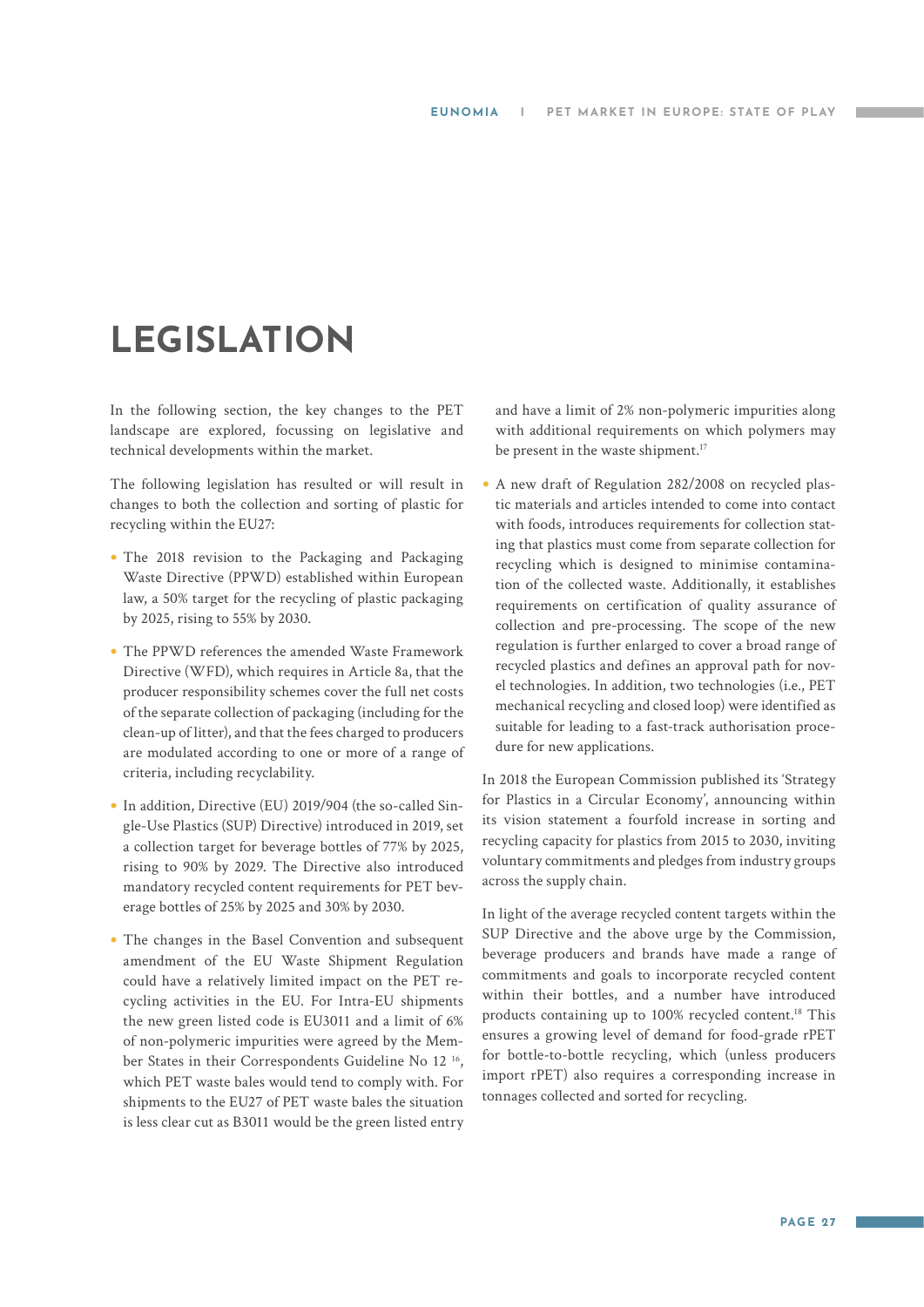# LEGISLATION

In the following section, the key changes to the PET landscape are explored, focussing on legislative and technical developments within the market.

The following legislation has resulted or will result in changes to both the collection and sorting of plastic for recycling within the EU27:

- The 2018 revision to the Packaging and Packaging Waste Directive (PPWD) established within European law, a 50% target for the recycling of plastic packaging by 2025, rising to 55% by 2030.
- The PPWD references the amended Waste Framework Directive (WFD), which requires in Article 8a, that the producer responsibility schemes cover the full net costs of the separate collection of packaging (including for the clean-up of litter), and that the fees charged to producers are modulated according to one or more of a range of criteria, including recyclability.
- In addition, Directive (EU) 2019/904 (the so-called Single-Use Plastics (SUP) Directive) introduced in 2019, set a collection target for beverage bottles of 77% by 2025, rising to 90% by 2029. The Directive also introduced mandatory recycled content requirements for PET beverage bottles of 25% by 2025 and 30% by 2030.
- The changes in the Basel Convention and subsequent amendment of the EU Waste Shipment Regulation could have a relatively limited impact on the PET recycling activities in the EU. For Intra-EU shipments the new green listed code is EU3011 and a limit of 6% of non-polymeric impurities were agreed by the Member States in their Correspondents Guideline No 12 [16], which PET waste bales would tend to comply with. For shipments to the EU27 of PET waste bales the situation is less clear cut as B3011 would be the green listed entry and have a limit of 2% non-polymeric impurities along with additional requirements on which polymers may be present in the waste shipment.[17]
- A new draft of Regulation 282/2008 on recycled plastic materials and articles intended to come into contact with foods, introduces requirements for collection stating that plastics must come from separate collection for recycling which is designed to minimise contamination of the collected waste. Additionally, it establishes requirements on certification of quality assurance of collection and pre-processing. The scope of the new regulation is further enlarged to cover a broad range of recycled plastics and defines an approval path for novel technologies. In addition, two technologies (i.e., PET mechanical recycling and closed loop) were identified as suitable for leading to a fast-track authorisation procedure for new applications.

In 2018 the European Commission published its 'Strategy for Plastics in a Circular Economy', announcing within its vision statement a fourfold increase in sorting and recycling capacity for plastics from 2015 to 2030, inviting voluntary commitments and pledges from industry groups across the supply chain.

In light of the average recycled content targets within the SUP Directive and the above urge by the Commission, beverage producers and brands have made a range of commitments and goals to incorporate recycled content within their bottles, and a number have introduced products containing up to 100% recycled content.[18] This ensures a growing level of demand for food-grade rPET for bottle-to-bottle recycling, which (unless producers import rPET) also requires a corresponding increase in tonnages collected and sorted for recycling.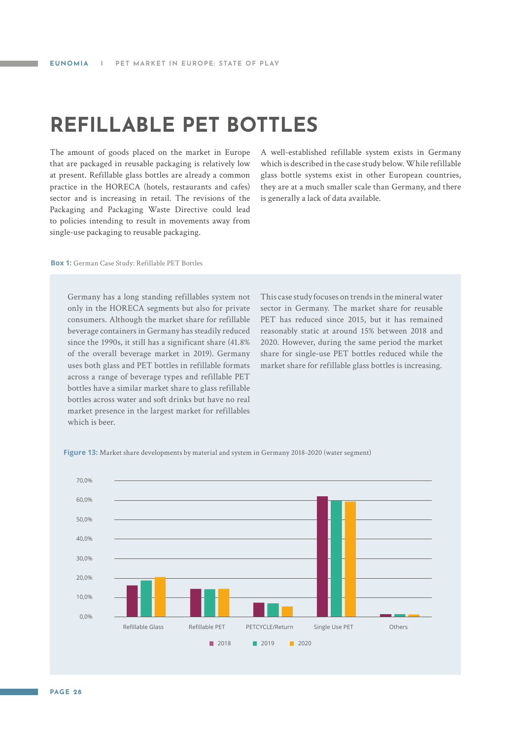# REFILLABLE PET BOTTLES

The amount of goods placed on the market in Europe that are packaged in reusable packaging is relatively low at present. Refillable glass bottles are already a common practice in the HORECA (hotels, restaurants and cafes) sector and is increasing in retail. The revisions of the Packaging and Packaging Waste Directive could lead to policies intending to result in movements away from single-use packaging to reusable packaging.

A well-established refillable system exists in Germany which is described in the case study below. While refillable glass bottle systems exist in other European countries, they are at a much smaller scale than Germany, and there is generally a lack of data available.

**Box 1:** German Case Study: Refillable PET Bottles

Germany has a long standing refillables system not only in the HORECA segments but also for private consumers. Although the market share for refillable beverage containers in Germany has steadily reduced since the 1990s, it still has a significant share (41.8% of the overall beverage market in 2019). Germany uses both glass and PET bottles in refillable formats across a range of beverage types and refillable PET bottles have a similar market share to glass refillable bottles across water and soft drinks but have no real market presence in the largest market for refillables which is beer.

This case study focuses on trends in the mineral water sector in Germany. The market share for reusable PET has reduced since 2015, but it has remained reasonably static at around 15% between 2018 and 2020. However, during the same period the market share for single-use PET bottles reduced while the market share for refillable glass bottles is increasing.

**Figure 13:** Market share developments by material and system in Germany 2018-2020 (water segment)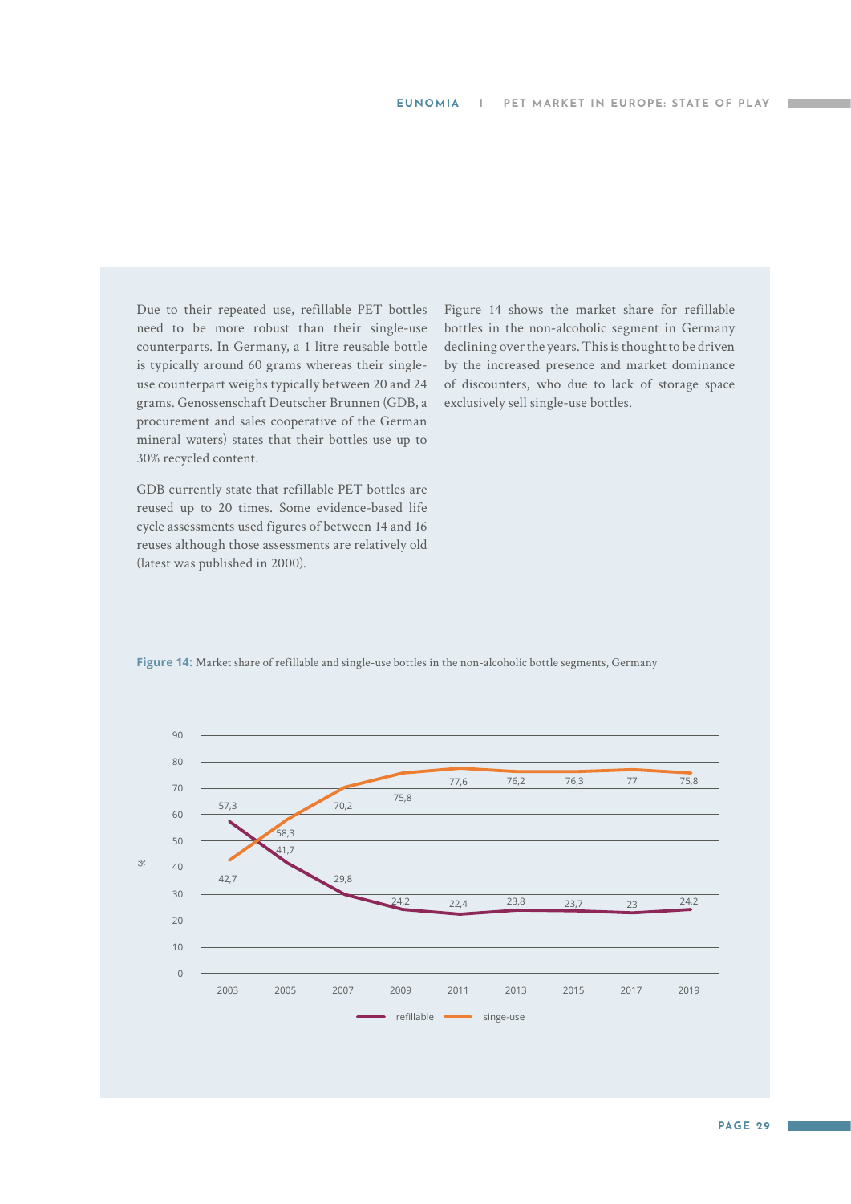Due to their repeated use, refillable PET bottles need to be more robust than their single-use counterparts. In Germany, a 1 litre reusable bottle is typically around 60 grams whereas their single-use counterpart weighs typically between 20 and 24 grams. Genossenschaft Deutscher Brunnen (GDB, a procurement and sales cooperative of the German mineral waters) states that their bottles use up to 30% recycled content.

GDB currently state that refillable PET bottles are reused up to 20 times. Some evidence-based life cycle assessments used figures of between 14 and 16 reuses although those assessments are relatively old (latest was published in 2000).

Figure 14 shows the market share for refillable bottles in the non-alcoholic segment in Germany declining over the years. This is thought to be driven by the increased presence and market dominance of discounters, who due to lack of storage space exclusively sell single-use bottles.

**Figure 14:** Market share of refillable and single-use bottles in the non-alcoholic bottle segments, Germany

| % | 2003 | 2005 | 2007 | 2009 | 2011 | 2013 | 2015 | 2017 | 2019 |
|---|---|---|---|---|---|---|---|---|---|
| refillable | 57,3 | 41,7 | 29,8 | 24,2 | 22,4 | 23,8 | 23,7 | 23 | 24,2 |
| singe-use | 42,7 | 58,3 | 70,2 | 75,8 | 77,6 | 76,2 | 76,3 | 77 | 75,8 |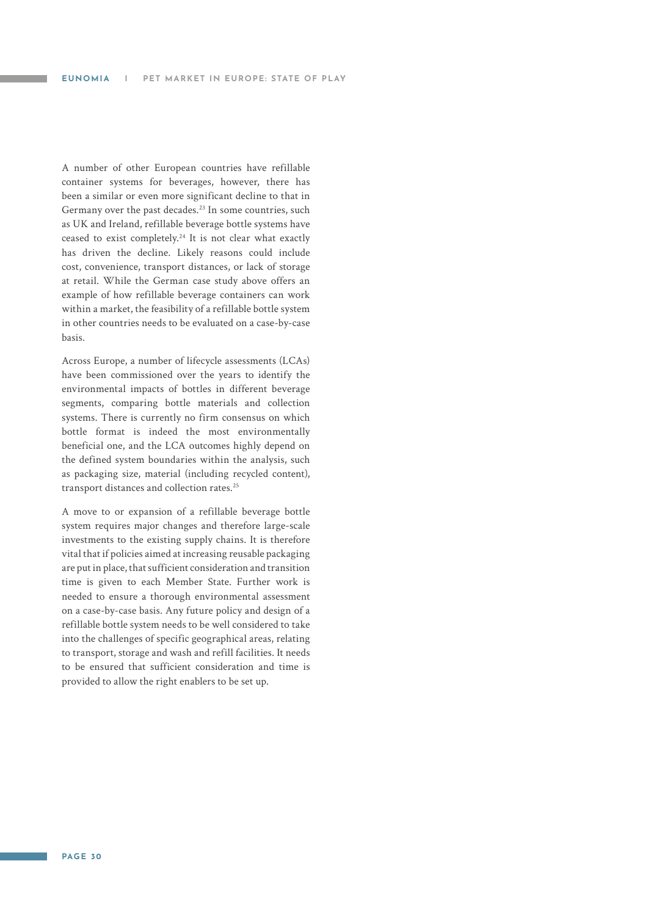A number of other European countries have refillable container systems for beverages, however, there has been a similar or even more significant decline to that in Germany over the past decades.[23] In some countries, such as UK and Ireland, refillable beverage bottle systems have ceased to exist completely.[24] It is not clear what exactly has driven the decline. Likely reasons could include cost, convenience, transport distances, or lack of storage at retail. While the German case study above offers an example of how refillable beverage containers can work within a market, the feasibility of a refillable bottle system in other countries needs to be evaluated on a case-by-case basis.

Across Europe, a number of lifecycle assessments (LCAs) have been commissioned over the years to identify the environmental impacts of bottles in different beverage segments, comparing bottle materials and collection systems. There is currently no firm consensus on which bottle format is indeed the most environmentally beneficial one, and the LCA outcomes highly depend on the defined system boundaries within the analysis, such as packaging size, material (including recycled content), transport distances and collection rates.[25]

A move to or expansion of a refillable beverage bottle system requires major changes and therefore large-scale investments to the existing supply chains. It is therefore vital that if policies aimed at increasing reusable packaging are put in place, that sufficient consideration and transition time is given to each Member State. Further work is needed to ensure a thorough environmental assessment on a case-by-case basis. Any future policy and design of a refillable bottle system needs to be well considered to take into the challenges of specific geographical areas, relating to transport, storage and wash and refill facilities. It needs to be ensured that sufficient consideration and time is provided to allow the right enablers to be set up.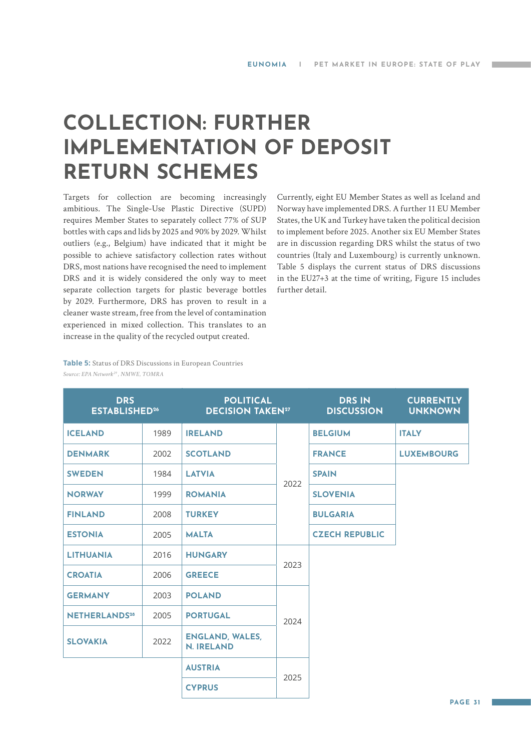# COLLECTION: FURTHER IMPLEMENTATION OF DEPOSIT RETURN SCHEMES

Targets for collection are becoming increasingly ambitious. The Single-Use Plastic Directive (SUPD) requires Member States to separately collect 77% of SUP bottles with caps and lids by 2025 and 90% by 2029. Whilst outliers (e.g., Belgium) have indicated that it might be possible to achieve satisfactory collection rates without DRS, most nations have recognised the need to implement DRS and it is widely considered the only way to meet separate collection targets for plastic beverage bottles by 2029. Furthermore, DRS has proven to result in a cleaner waste stream, free from the level of contamination experienced in mixed collection. This translates to an increase in the quality of the recycled output created.

Currently, eight EU Member States as well as Iceland and Norway have implemented DRS. A further 11 EU Member States, the UK and Turkey have taken the political decision to implement before 2025. Another six EU Member States are in discussion regarding DRS whilst the status of two countries (Italy and Luxembourg) is currently unknown. Table 5 displays the current status of DRS discussions in the EU27+3 at the time of writing, Figure 15 includes further detail.

**Table 5:** Status of DRS Discussions in European Countries

*Source: EPA Network[25], NMWE, TOMRA*

| DRS ESTABLISHED[26] | | POLITICAL DECISION TAKEN[27] | | DRS IN DISCUSSION | CURRENTLY UNKNOWN |
|---|---|---|---|---|---|
| ICELAND | 1989 | IRELAND | 2022 | BELGIUM | ITALY |
| DENMARK | 2002 | SCOTLAND | 2022 | FRANCE | LUXEMBOURG |
| SWEDEN | 1984 | LATVIA | 2022 | SPAIN | |
| NORWAY | 1999 | ROMANIA | 2022 | SLOVENIA | |
| FINLAND | 2008 | TURKEY | 2022 | BULGARIA | |
| ESTONIA | 2005 | MALTA | 2022 | CZECH REPUBLIC | |
| LITHUANIA | 2016 | HUNGARY | 2023 | | |
| CROATIA | 2006 | GREECE | 2023 | | |
| GERMANY | 2003 | POLAND | 2024 | | |
| NETHERLANDS[28] | 2005 | PORTUGAL | 2024 | | |
| SLOVAKIA | 2022 | ENGLAND, WALES, N. IRELAND | 2024 | | |
| | | AUSTRIA | 2025 | | |
| | | CYPRUS | 2025 | | |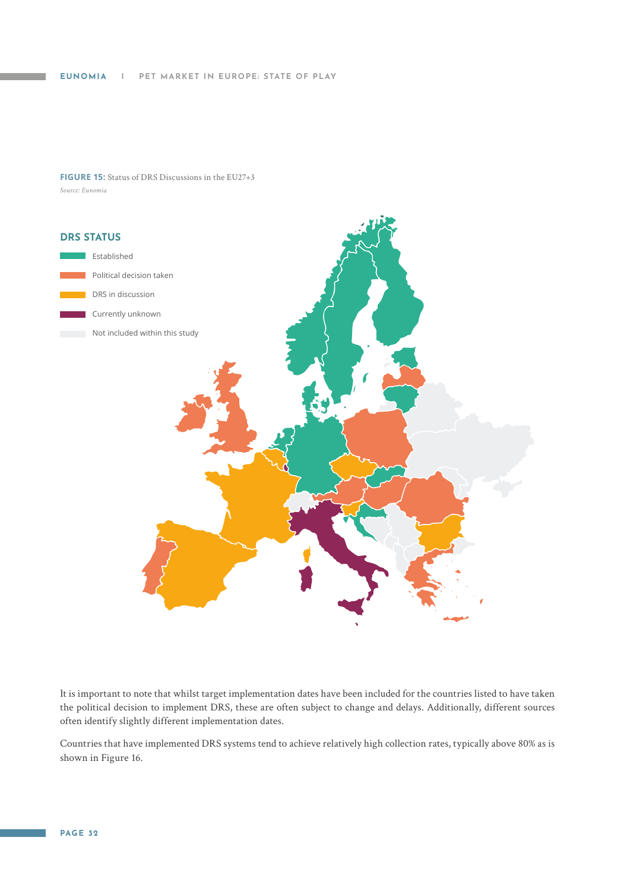**FIGURE 15:** Status of DRS Discussions in the EU27+3

*Source: Eunomia*

**DRS STATUS**

- Established
- Political decision taken
- DRS in discussion
- Currently unknown
- Not included within this study

It is important to note that whilst target implementation dates have been included for the countries listed to have taken the political decision to implement DRS, these are often subject to change and delays. Additionally, different sources often identify slightly different implementation dates.

Countries that have implemented DRS systems tend to achieve relatively high collection rates, typically above 80% as is shown in Figure 16.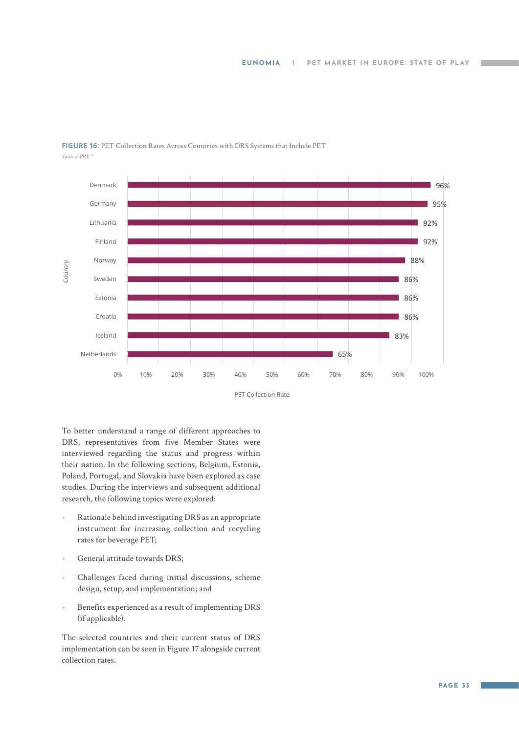**FIGURE 16:** PET Collection Rates Across Countries with DRS Systems that Include PET

*Source: PRE*[30]

| Country | PET Collection Rate |
|---|---|
| Denmark | 96% |
| Germany | 95% |
| Lithuania | 92% |
| Finland | 92% |
| Norway | 88% |
| Sweden | 86% |
| Estonia | 86% |
| Croatia | 86% |
| Iceland | 83% |
| Netherlands | 65% |

To better understand a range of different approaches to DRS, representatives from five Member States were interviewed regarding the status and progress within their nation. In the following sections, Belgium, Estonia, Poland, Portugal, and Slovakia have been explored as case studies. During the interviews and subsequent additional research, the following topics were explored:

- Rationale behind investigating DRS as an appropriate instrument for increasing collection and recycling rates for beverage PET;
- General attitude towards DRS;
- Challenges faced during initial discussions, scheme design, setup, and implementation; and
- Benefits experienced as a result of implementing DRS (if applicable).

The selected countries and their current status of DRS implementation can be seen in Figure 17 alongside current collection rates.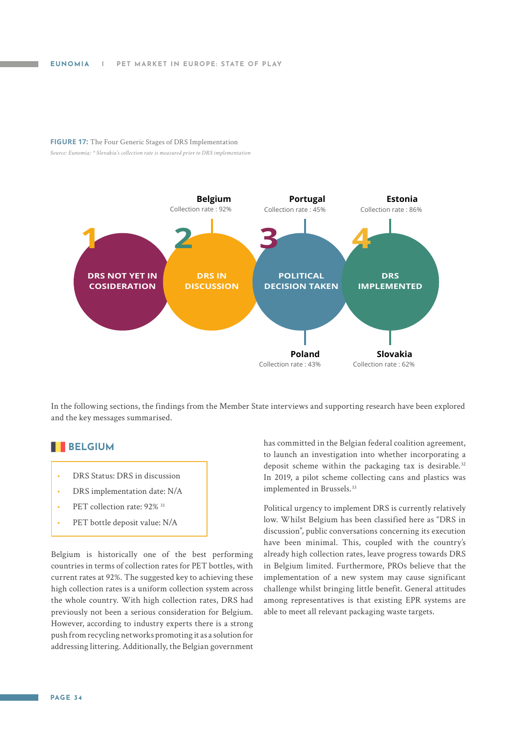**FIGURE 17:** The Four Generic Stages of DRS Implementation

*Source: Eunomia; \* Slovakia's collection rate is measured prior to DRS implementation*

1. DRS NOT YET IN COSIDERATION
2. DRS IN DISCUSSION — Belgium, Collection rate : 92%
3. POLITICAL DECISION TAKEN — Portugal, Collection rate : 45%; Poland, Collection rate : 43%
4. DRS IMPLEMENTED — Estonia, Collection rate : 86%; Slovakia, Collection rate : 62%

In the following sections, the findings from the Member State interviews and supporting research have been explored and the key messages summarised.

## BELGIUM

- DRS Status: DRS in discussion
- DRS implementation date: N/A
- PET collection rate: 92% [31]
- PET bottle deposit value: N/A

Belgium is historically one of the best performing countries in terms of collection rates for PET bottles, with current rates at 92%. The suggested key to achieving these high collection rates is a uniform collection system across the whole country. With high collection rates, DRS had previously not been a serious consideration for Belgium. However, according to industry experts there is a strong push from recycling networks promoting it as a solution for addressing littering. Additionally, the Belgian government has committed in the Belgian federal coalition agreement, to launch an investigation into whether incorporating a deposit scheme within the packaging tax is desirable.[32] In 2019, a pilot scheme collecting cans and plastics was implemented in Brussels.[33]

Political urgency to implement DRS is currently relatively low. Whilst Belgium has been classified here as "DRS in discussion", public conversations concerning its execution have been minimal. This, coupled with the country's already high collection rates, leave progress towards DRS in Belgium limited. Furthermore, PROs believe that the implementation of a new system may cause significant challenge whilst bringing little benefit. General attitudes among representatives is that existing EPR systems are able to meet all relevant packaging waste targets.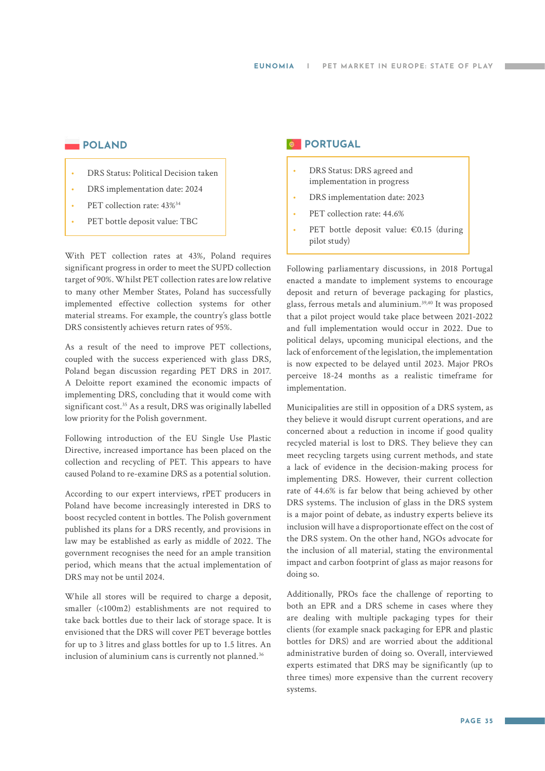## POLAND

- DRS Status: Political Decision taken
- DRS implementation date: 2024
- PET collection rate: 43%[34]
- PET bottle deposit value: TBC

With PET collection rates at 43%, Poland requires significant progress in order to meet the SUPD collection target of 90%. Whilst PET collection rates are low relative to many other Member States, Poland has successfully implemented effective collection systems for other material streams. For example, the country's glass bottle DRS consistently achieves return rates of 95%.

As a result of the need to improve PET collections, coupled with the success experienced with glass DRS, Poland began discussion regarding PET DRS in 2017. A Deloitte report examined the economic impacts of implementing DRS, concluding that it would come with significant cost.[35] As a result, DRS was originally labelled low priority for the Polish government.

Following introduction of the EU Single Use Plastic Directive, increased importance has been placed on the collection and recycling of PET. This appears to have caused Poland to re-examine DRS as a potential solution.

According to our expert interviews, rPET producers in Poland have become increasingly interested in DRS to boost recycled content in bottles. The Polish government published its plans for a DRS recently, and provisions in law may be established as early as middle of 2022. The government recognises the need for an ample transition period, which means that the actual implementation of DRS may not be until 2024.

While all stores will be required to charge a deposit, smaller (<100m2) establishments are not required to take back bottles due to their lack of storage space. It is envisioned that the DRS will cover PET beverage bottles for up to 3 litres and glass bottles for up to 1.5 litres. An inclusion of aluminium cans is currently not planned.[36]

## PORTUGAL

- DRS Status: DRS agreed and implementation in progress
- DRS implementation date: 2023
- PET collection rate: 44.6%
- PET bottle deposit value: €0.15 (during pilot study)

Following parliamentary discussions, in 2018 Portugal enacted a mandate to implement systems to encourage deposit and return of beverage packaging for plastics, glass, ferrous metals and aluminium.[39,40] It was proposed that a pilot project would take place between 2021-2022 and full implementation would occur in 2022. Due to political delays, upcoming municipal elections, and the lack of enforcement of the legislation, the implementation is now expected to be delayed until 2023. Major PROs perceive 18-24 months as a realistic timeframe for implementation.

Municipalities are still in opposition of a DRS system, as they believe it would disrupt current operations, and are concerned about a reduction in income if good quality recycled material is lost to DRS. They believe they can meet recycling targets using current methods, and state a lack of evidence in the decision-making process for implementing DRS. However, their current collection rate of 44.6% is far below that being achieved by other DRS systems. The inclusion of glass in the DRS system is a major point of debate, as industry experts believe its inclusion will have a disproportionate effect on the cost of the DRS system. On the other hand, NGOs advocate for the inclusion of all material, stating the environmental impact and carbon footprint of glass as major reasons for doing so.

Additionally, PROs face the challenge of reporting to both an EPR and a DRS scheme in cases where they are dealing with multiple packaging types for their clients (for example snack packaging for EPR and plastic bottles for DRS) and are worried about the additional administrative burden of doing so. Overall, interviewed experts estimated that DRS may be significantly (up to three times) more expensive than the current recovery systems.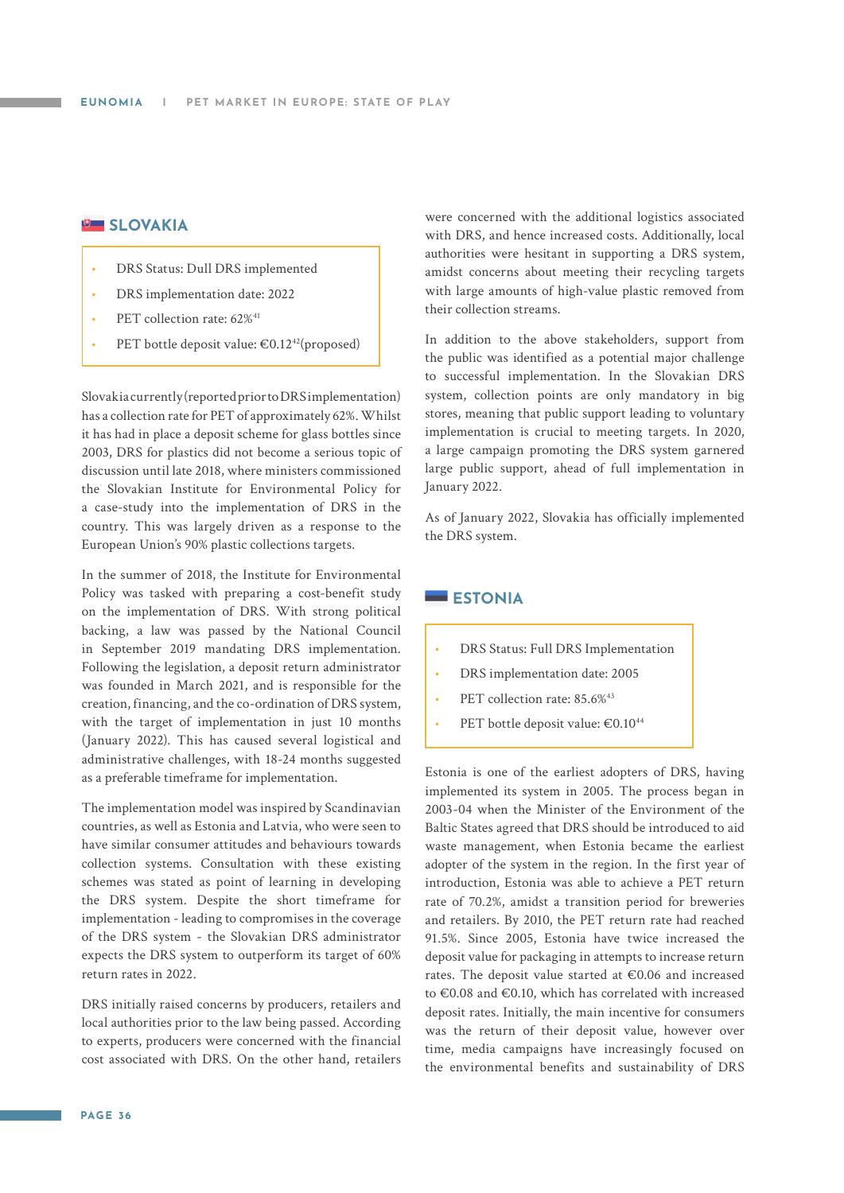## SLOVAKIA

- DRS Status: Dull DRS implemented
- DRS implementation date: 2022
- PET collection rate: 62%[41]
- PET bottle deposit value: €0.12[42](proposed)

Slovakia currently (reported prior to DRS implementation) has a collection rate for PET of approximately 62%. Whilst it has had in place a deposit scheme for glass bottles since 2003, DRS for plastics did not become a serious topic of discussion until late 2018, where ministers commissioned the Slovakian Institute for Environmental Policy for a case-study into the implementation of DRS in the country. This was largely driven as a response to the European Union's 90% plastic collections targets.

In the summer of 2018, the Institute for Environmental Policy was tasked with preparing a cost-benefit study on the implementation of DRS. With strong political backing, a law was passed by the National Council in September 2019 mandating DRS implementation. Following the legislation, a deposit return administrator was founded in March 2021, and is responsible for the creation, financing, and the co-ordination of DRS system, with the target of implementation in just 10 months (January 2022). This has caused several logistical and administrative challenges, with 18-24 months suggested as a preferable timeframe for implementation.

The implementation model was inspired by Scandinavian countries, as well as Estonia and Latvia, who were seen to have similar consumer attitudes and behaviours towards collection systems. Consultation with these existing schemes was stated as point of learning in developing the DRS system. Despite the short timeframe for implementation - leading to compromises in the coverage of the DRS system - the Slovakian DRS administrator expects the DRS system to outperform its target of 60% return rates in 2022.

DRS initially raised concerns by producers, retailers and local authorities prior to the law being passed. According to experts, producers were concerned with the financial cost associated with DRS. On the other hand, retailers were concerned with the additional logistics associated with DRS, and hence increased costs. Additionally, local authorities were hesitant in supporting a DRS system, amidst concerns about meeting their recycling targets with large amounts of high-value plastic removed from their collection streams.

In addition to the above stakeholders, support from the public was identified as a potential major challenge to successful implementation. In the Slovakian DRS system, collection points are only mandatory in big stores, meaning that public support leading to voluntary implementation is crucial to meeting targets. In 2020, a large campaign promoting the DRS system garnered large public support, ahead of full implementation in January 2022.

As of January 2022, Slovakia has officially implemented the DRS system.

## ESTONIA

- DRS Status: Full DRS Implementation
- DRS implementation date: 2005
- PET collection rate: 85.6%[43]
- PET bottle deposit value: €0.10[44]

Estonia is one of the earliest adopters of DRS, having implemented its system in 2005. The process began in 2003-04 when the Minister of the Environment of the Baltic States agreed that DRS should be introduced to aid waste management, when Estonia became the earliest adopter of the system in the region. In the first year of introduction, Estonia was able to achieve a PET return rate of 70.2%, amidst a transition period for breweries and retailers. By 2010, the PET return rate had reached 91.5%. Since 2005, Estonia have twice increased the deposit value for packaging in attempts to increase return rates. The deposit value started at €0.06 and increased to €0.08 and €0.10, which has correlated with increased deposit rates. Initially, the main incentive for consumers was the return of their deposit value, however over time, media campaigns have increasingly focused on the environmental benefits and sustainability of DRS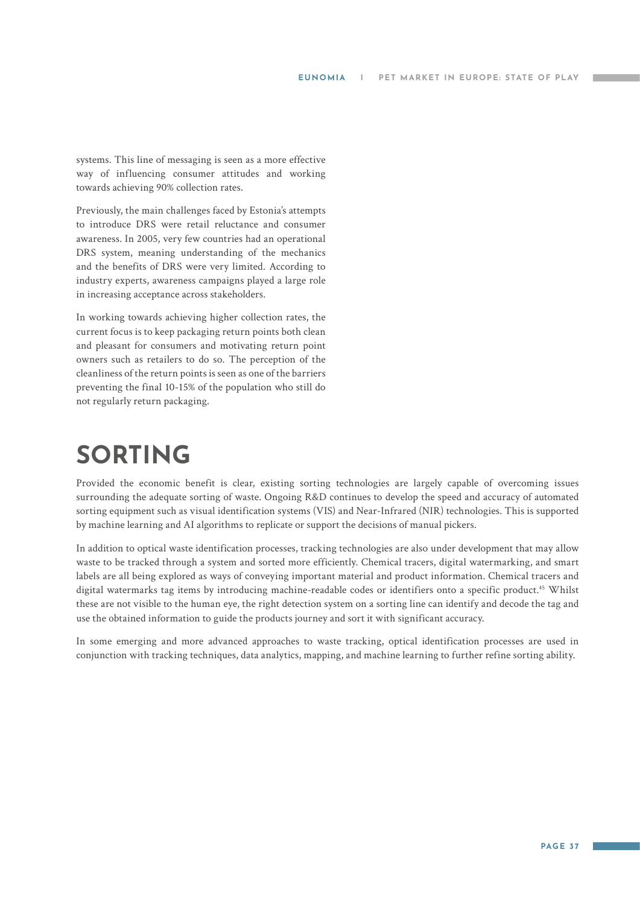systems. This line of messaging is seen as a more effective way of influencing consumer attitudes and working towards achieving 90% collection rates.

Previously, the main challenges faced by Estonia's attempts to introduce DRS were retail reluctance and consumer awareness. In 2005, very few countries had an operational DRS system, meaning understanding of the mechanics and the benefits of DRS were very limited. According to industry experts, awareness campaigns played a large role in increasing acceptance across stakeholders.

In working towards achieving higher collection rates, the current focus is to keep packaging return points both clean and pleasant for consumers and motivating return point owners such as retailers to do so. The perception of the cleanliness of the return points is seen as one of the barriers preventing the final 10-15% of the population who still do not regularly return packaging.

# SORTING

Provided the economic benefit is clear, existing sorting technologies are largely capable of overcoming issues surrounding the adequate sorting of waste. Ongoing R&D continues to develop the speed and accuracy of automated sorting equipment such as visual identification systems (VIS) and Near-Infrared (NIR) technologies. This is supported by machine learning and AI algorithms to replicate or support the decisions of manual pickers.

In addition to optical waste identification processes, tracking technologies are also under development that may allow waste to be tracked through a system and sorted more efficiently. Chemical tracers, digital watermarking, and smart labels are all being explored as ways of conveying important material and product information. Chemical tracers and digital watermarks tag items by introducing machine-readable codes or identifiers onto a specific product.[45] Whilst these are not visible to the human eye, the right detection system on a sorting line can identify and decode the tag and use the obtained information to guide the products journey and sort it with significant accuracy.

In some emerging and more advanced approaches to waste tracking, optical identification processes are used in conjunction with tracking techniques, data analytics, mapping, and machine learning to further refine sorting ability.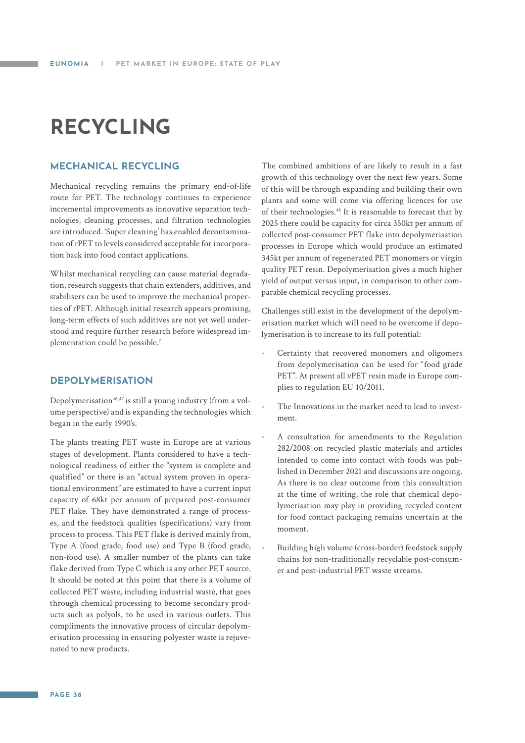# RECYCLING

## MECHANICAL RECYCLING

Mechanical recycling remains the primary end-of-life route for PET. The technology continues to experience incremental improvements as innovative separation technologies, cleaning processes, and filtration technologies are introduced. 'Super cleaning' has enabled decontamination of rPET to levels considered acceptable for incorporation back into food contact applications.

Whilst mechanical recycling can cause material degradation, research suggests that chain extenders, additives, and stabilisers can be used to improve the mechanical properties of rPET. Although initial research appears promising, long-term effects of such additives are not yet well understood and require further research before widespread implementation could be possible.[7]

## DEPOLYMERISATION

Depolymerisation[46,47] is still a young industry (from a volume perspective) and is expanding the technologies which began in the early 1990's.

The plants treating PET waste in Europe are at various stages of development. Plants considered to have a technological readiness of either the "system is complete and qualified" or there is an "actual system proven in operational environment" are estimated to have a current input capacity of 68kt per annum of prepared post-consumer PET flake. They have demonstrated a range of processes, and the feedstock qualities (specifications) vary from process to process. This PET flake is derived mainly from, Type A (food grade, food use) and Type B (food grade, non-food use). A smaller number of the plants can take flake derived from Type C which is any other PET source. It should be noted at this point that there is a volume of collected PET waste, including industrial waste, that goes through chemical processing to become secondary products such as polyols, to be used in various outlets. This compliments the innovative process of circular depolymerisation processing in ensuring polyester waste is rejuvenated to new products.

The combined ambitions of are likely to result in a fast growth of this technology over the next few years. Some of this will be through expanding and building their own plants and some will come via offering licences for use of their technologies.[48] It is reasonable to forecast that by 2025 there could be capacity for circa 350kt per annum of collected post-consumer PET flake into depolymerisation processes in Europe which would produce an estimated 345kt per annum of regenerated PET monomers or virgin quality PET resin. Depolymerisation gives a much higher yield of output versus input, in comparison to other comparable chemical recycling processes.

Challenges still exist in the development of the depolymerisation market which will need to be overcome if depolymerisation is to increase to its full potential:

- Certainty that recovered monomers and oligomers from depolymerisation can be used for "food grade PET". At present all vPET resin made in Europe complies to regulation EU 10/2011.
- The Innovations in the market need to lead to investment.
- A consultation for amendments to the Regulation 282/2008 on recycled plastic materials and articles intended to come into contact with foods was published in December 2021 and discussions are ongoing. As there is no clear outcome from this consultation at the time of writing, the role that chemical depolymerisation may play in providing recycled content for food contact packaging remains uncertain at the moment.
- Building high volume (cross-border) feedstock supply chains for non-traditionally recyclable post-consumer and post-industrial PET waste streams.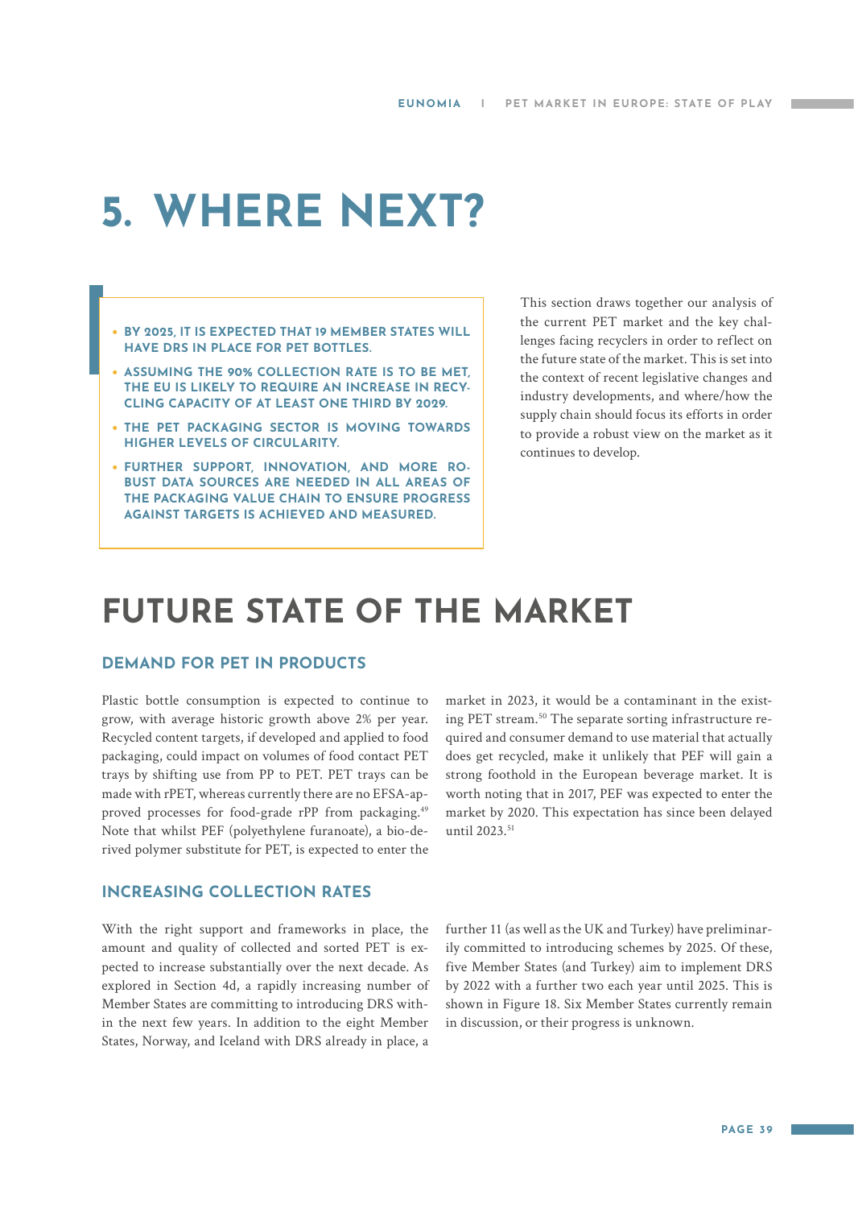# 5. WHERE NEXT?

- **BY 2025, IT IS EXPECTED THAT 19 MEMBER STATES WILL HAVE DRS IN PLACE FOR PET BOTTLES.**
- **ASSUMING THE 90% COLLECTION RATE IS TO BE MET, THE EU IS LIKELY TO REQUIRE AN INCREASE IN RECYCLING CAPACITY OF AT LEAST ONE THIRD BY 2029.**
- **THE PET PACKAGING SECTOR IS MOVING TOWARDS HIGHER LEVELS OF CIRCULARITY.**
- **FURTHER SUPPORT, INNOVATION, AND MORE ROBUST DATA SOURCES ARE NEEDED IN ALL AREAS OF THE PACKAGING VALUE CHAIN TO ENSURE PROGRESS AGAINST TARGETS IS ACHIEVED AND MEASURED.**

This section draws together our analysis of the current PET market and the key challenges facing recyclers in order to reflect on the future state of the market. This is set into the context of recent legislative changes and industry developments, and where/how the supply chain should focus its efforts in order to provide a robust view on the market as it continues to develop.

# FUTURE STATE OF THE MARKET

## DEMAND FOR PET IN PRODUCTS

Plastic bottle consumption is expected to continue to grow, with average historic growth above 2% per year. Recycled content targets, if developed and applied to food packaging, could impact on volumes of food contact PET trays by shifting use from PP to PET. PET trays can be made with rPET, whereas currently there are no EFSA-approved processes for food-grade rPP from packaging.[49] Note that whilst PEF (polyethylene furanoate), a bio-derived polymer substitute for PET, is expected to enter the market in 2023, it would be a contaminant in the existing PET stream.[50] The separate sorting infrastructure required and consumer demand to use material that actually does get recycled, make it unlikely that PEF will gain a strong foothold in the European beverage market. It is worth noting that in 2017, PEF was expected to enter the market by 2020. This expectation has since been delayed until 2023.[51]

## INCREASING COLLECTION RATES

With the right support and frameworks in place, the amount and quality of collected and sorted PET is expected to increase substantially over the next decade. As explored in Section 4d, a rapidly increasing number of Member States are committing to introducing DRS within the next few years. In addition to the eight Member States, Norway, and Iceland with DRS already in place, a further 11 (as well as the UK and Turkey) have preliminarily committed to introducing schemes by 2025. Of these, five Member States (and Turkey) aim to implement DRS by 2022 with a further two each year until 2025. This is shown in Figure 18. Six Member States currently remain in discussion, or their progress is unknown.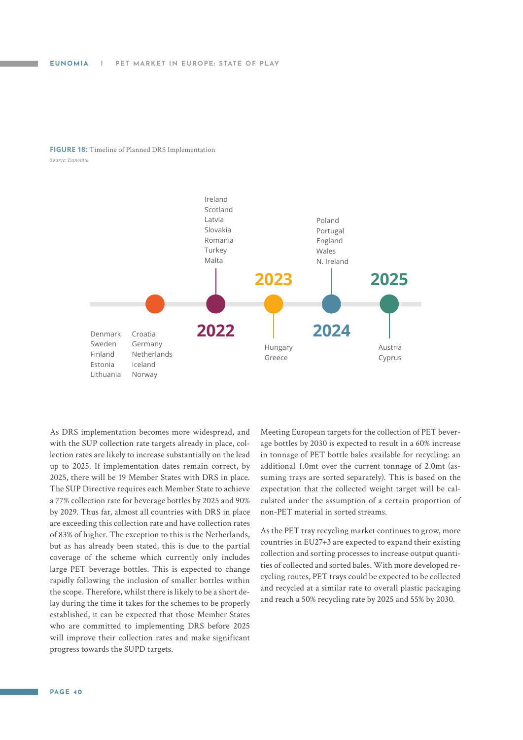**FIGURE 18:** Timeline of Planned DRS Implementation

*Source: Eunomia*

| Timeline point | Countries |
|---|---|
| (first point) | Denmark, Sweden, Finland, Estonia, Lithuania |
| (second point) | Croatia, Germany, Netherlands, Iceland, Norway |
| 2022 | Ireland, Scotland, Latvia, Slovakia, Romania, Turkey, Malta |
| 2023 | Hungary, Greece |
| 2024 | Poland, Portugal, England, Wales, N. Ireland |
| 2025 | Austria, Cyprus |

As DRS implementation becomes more widespread, and with the SUP collection rate targets already in place, collection rates are likely to increase substantially on the lead up to 2025. If implementation dates remain correct, by 2025, there will be 19 Member States with DRS in place. The SUP Directive requires each Member State to achieve a 77% collection rate for beverage bottles by 2025 and 90% by 2029. Thus far, almost all countries with DRS in place are exceeding this collection rate and have collection rates of 83% of higher. The exception to this is the Netherlands, but as has already been stated, this is due to the partial coverage of the scheme which currently only includes large PET beverage bottles. This is expected to change rapidly following the inclusion of smaller bottles within the scope. Therefore, whilst there is likely to be a short delay during the time it takes for the schemes to be properly established, it can be expected that those Member States who are committed to implementing DRS before 2025 will improve their collection rates and make significant progress towards the SUPD targets.

Meeting European targets for the collection of PET beverage bottles by 2030 is expected to result in a 60% increase in tonnage of PET bottle bales available for recycling: an additional 1.0mt over the current tonnage of 2.0mt (assuming trays are sorted separately). This is based on the expectation that the collected weight target will be calculated under the assumption of a certain proportion of non-PET material in sorted streams.

As the PET tray recycling market continues to grow, more countries in EU27+3 are expected to expand their existing collection and sorting processes to increase output quantities of collected and sorted bales. With more developed recycling routes, PET trays could be expected to be collected and recycled at a similar rate to overall plastic packaging and reach a 50% recycling rate by 2025 and 55% by 2030.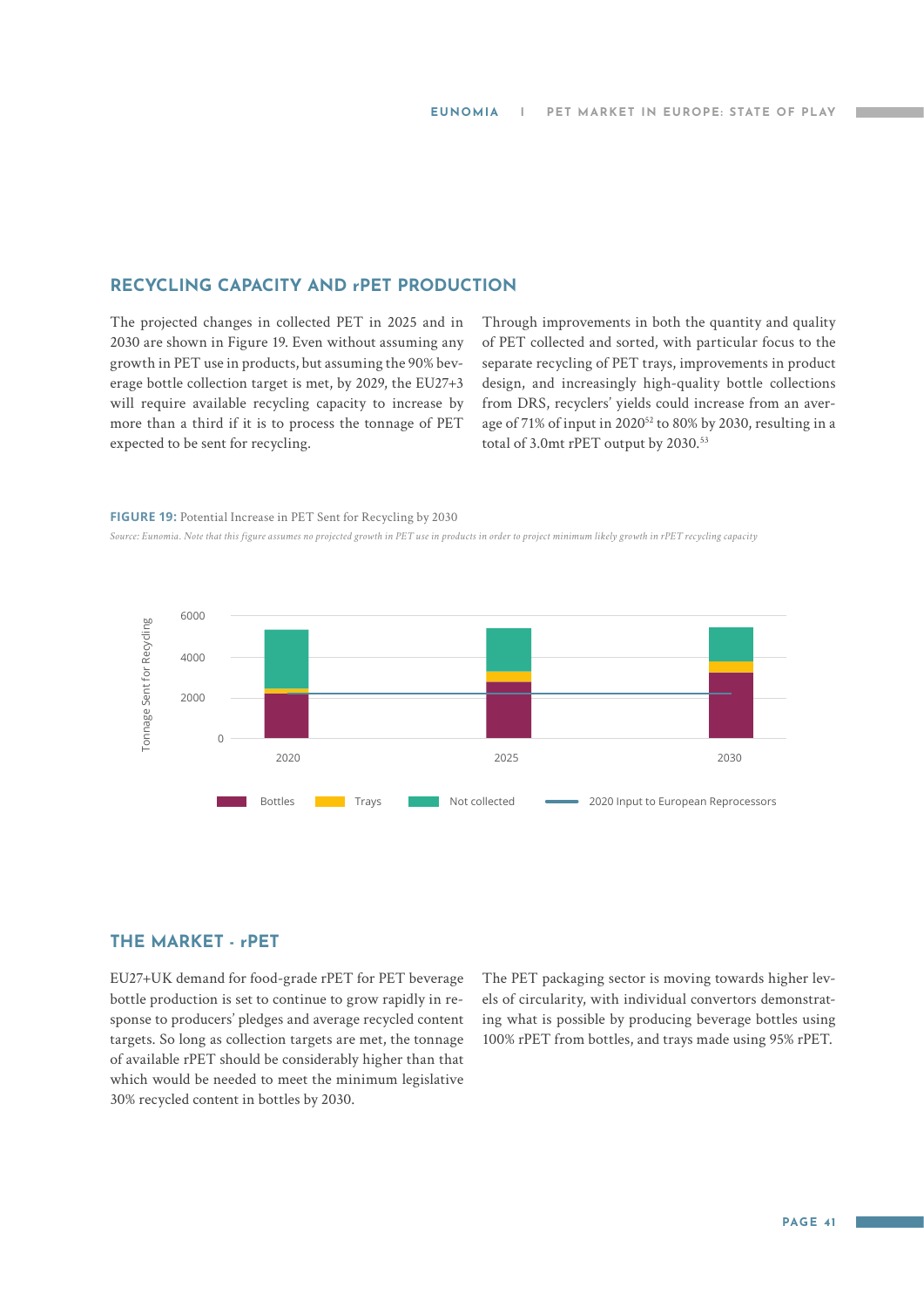## RECYCLING CAPACITY AND rPET PRODUCTION

The projected changes in collected PET in 2025 and in 2030 are shown in Figure 19. Even without assuming any growth in PET use in products, but assuming the 90% beverage bottle collection target is met, by 2029, the EU27+3 will require available recycling capacity to increase by more than a third if it is to process the tonnage of PET expected to be sent for recycling.

Through improvements in both the quantity and quality of PET collected and sorted, with particular focus to the separate recycling of PET trays, improvements in product design, and increasingly high-quality bottle collections from DRS, recyclers' yields could increase from an average of 71% of input in 2020[52] to 80% by 2030, resulting in a total of 3.0mt rPET output by 2030.[53]

**FIGURE 19:** Potential Increase in PET Sent for Recycling by 2030

*Source: Eunomia. Note that this figure assumes no projected growth in PET use in products in order to project minimum likely growth in rPET recycling capacity*

## THE MARKET - rPET

EU27+UK demand for food-grade rPET for PET beverage bottle production is set to continue to grow rapidly in response to producers' pledges and average recycled content targets. So long as collection targets are met, the tonnage of available rPET should be considerably higher than that which would be needed to meet the minimum legislative 30% recycled content in bottles by 2030.

The PET packaging sector is moving towards higher levels of circularity, with individual convertors demonstrating what is possible by producing beverage bottles using 100% rPET from bottles, and trays made using 95% rPET.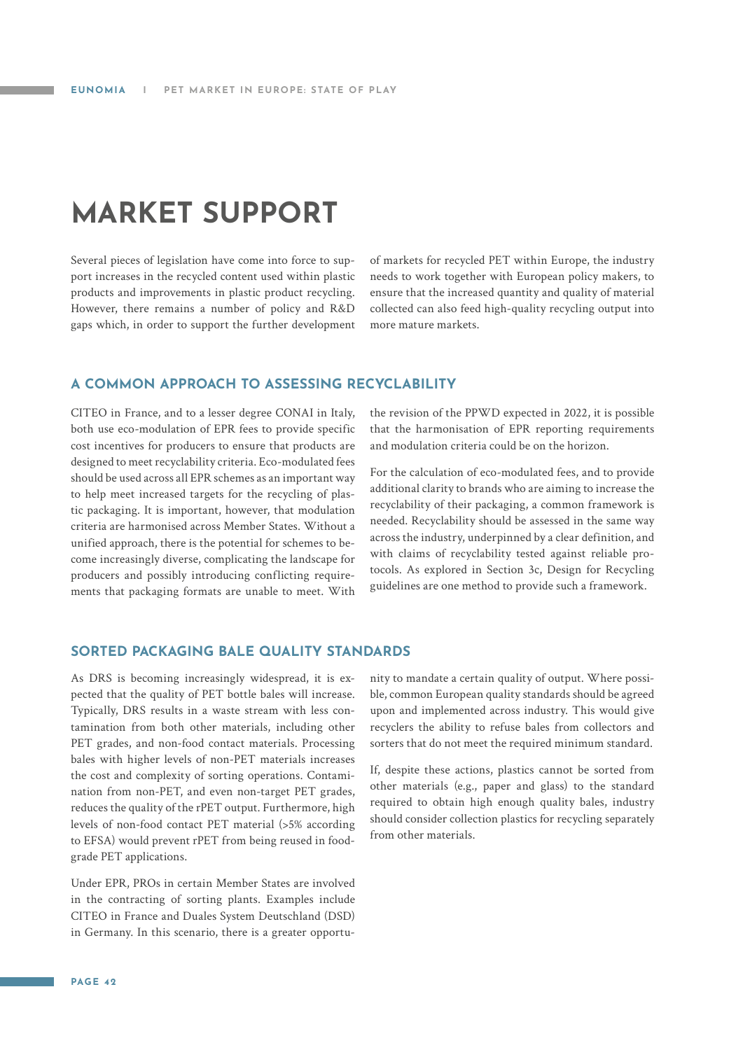# MARKET SUPPORT

Several pieces of legislation have come into force to support increases in the recycled content used within plastic products and improvements in plastic product recycling. However, there remains a number of policy and R&D gaps which, in order to support the further development of markets for recycled PET within Europe, the industry needs to work together with European policy makers, to ensure that the increased quantity and quality of material collected can also feed high-quality recycling output into more mature markets.

## A COMMON APPROACH TO ASSESSING RECYCLABILITY

CITEO in France, and to a lesser degree CONAI in Italy, both use eco-modulation of EPR fees to provide specific cost incentives for producers to ensure that products are designed to meet recyclability criteria. Eco-modulated fees should be used across all EPR schemes as an important way to help meet increased targets for the recycling of plastic packaging. It is important, however, that modulation criteria are harmonised across Member States. Without a unified approach, there is the potential for schemes to become increasingly diverse, complicating the landscape for producers and possibly introducing conflicting requirements that packaging formats are unable to meet. With the revision of the PPWD expected in 2022, it is possible that the harmonisation of EPR reporting requirements and modulation criteria could be on the horizon.

For the calculation of eco-modulated fees, and to provide additional clarity to brands who are aiming to increase the recyclability of their packaging, a common framework is needed. Recyclability should be assessed in the same way across the industry, underpinned by a clear definition, and with claims of recyclability tested against reliable protocols. As explored in Section 3c, Design for Recycling guidelines are one method to provide such a framework.

## SORTED PACKAGING BALE QUALITY STANDARDS

As DRS is becoming increasingly widespread, it is expected that the quality of PET bottle bales will increase. Typically, DRS results in a waste stream with less contamination from both other materials, including other PET grades, and non-food contact materials. Processing bales with higher levels of non-PET materials increases the cost and complexity of sorting operations. Contamination from non-PET, and even non-target PET grades, reduces the quality of the rPET output. Furthermore, high levels of non-food contact PET material (>5% according to EFSA) would prevent rPET from being reused in food-grade PET applications.

Under EPR, PROs in certain Member States are involved in the contracting of sorting plants. Examples include CITEO in France and Duales System Deutschland (DSD) in Germany. In this scenario, there is a greater opportunity to mandate a certain quality of output. Where possible, common European quality standards should be agreed upon and implemented across industry. This would give recyclers the ability to refuse bales from collectors and sorters that do not meet the required minimum standard.

If, despite these actions, plastics cannot be sorted from other materials (e.g., paper and glass) to the standard required to obtain high enough quality bales, industry should consider collection plastics for recycling separately from other materials.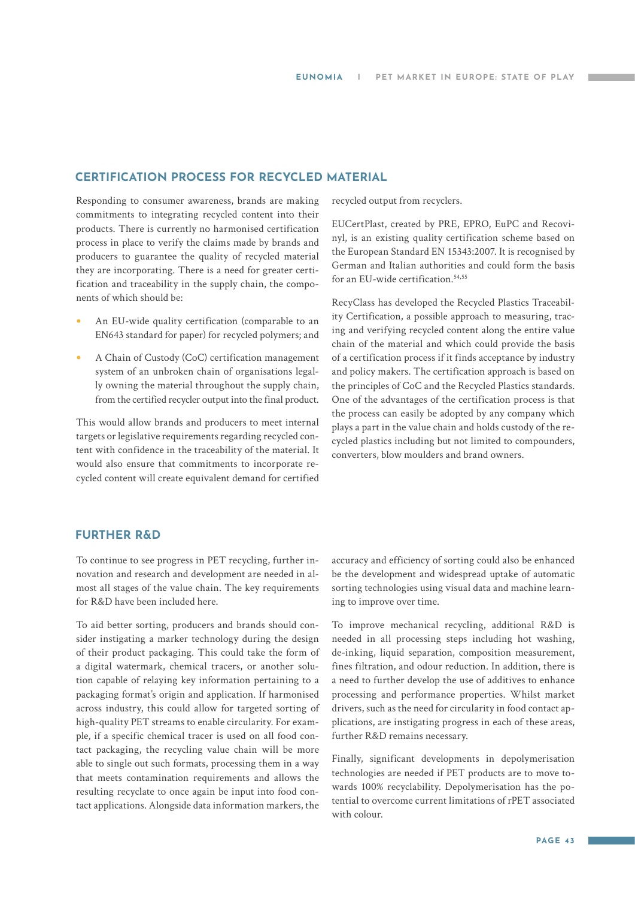## CERTIFICATION PROCESS FOR RECYCLED MATERIAL

Responding to consumer awareness, brands are making commitments to integrating recycled content into their products. There is currently no harmonised certification process in place to verify the claims made by brands and producers to guarantee the quality of recycled material they are incorporating. There is a need for greater certification and traceability in the supply chain, the components of which should be:

- An EU-wide quality certification (comparable to an EN643 standard for paper) for recycled polymers; and
- A Chain of Custody (CoC) certification management system of an unbroken chain of organisations legally owning the material throughout the supply chain, from the certified recycler output into the final product.

This would allow brands and producers to meet internal targets or legislative requirements regarding recycled content with confidence in the traceability of the material. It would also ensure that commitments to incorporate recycled content will create equivalent demand for certified recycled output from recyclers.

EUCertPlast, created by PRE, EPRO, EuPC and Recovinyl, is an existing quality certification scheme based on the European Standard EN 15343:2007. It is recognised by German and Italian authorities and could form the basis for an EU-wide certification.[54,55]

RecyClass has developed the Recycled Plastics Traceability Certification, a possible approach to measuring, tracing and verifying recycled content along the entire value chain of the material and which could provide the basis of a certification process if it finds acceptance by industry and policy makers. The certification approach is based on the principles of CoC and the Recycled Plastics standards. One of the advantages of the certification process is that the process can easily be adopted by any company which plays a part in the value chain and holds custody of the recycled plastics including but not limited to compounders, converters, blow moulders and brand owners.

## FURTHER R&D

To continue to see progress in PET recycling, further innovation and research and development are needed in almost all stages of the value chain. The key requirements for R&D have been included here.

To aid better sorting, producers and brands should consider instigating a marker technology during the design of their product packaging. This could take the form of a digital watermark, chemical tracers, or another solution capable of relaying key information pertaining to a packaging format's origin and application. If harmonised across industry, this could allow for targeted sorting of high-quality PET streams to enable circularity. For example, if a specific chemical tracer is used on all food contact packaging, the recycling value chain will be more able to single out such formats, processing them in a way that meets contamination requirements and allows the resulting recyclate to once again be input into food contact applications. Alongside data information markers, the accuracy and efficiency of sorting could also be enhanced be the development and widespread uptake of automatic sorting technologies using visual data and machine learning to improve over time.

To improve mechanical recycling, additional R&D is needed in all processing steps including hot washing, de-inking, liquid separation, composition measurement, fines filtration, and odour reduction. In addition, there is a need to further develop the use of additives to enhance processing and performance properties. Whilst market drivers, such as the need for circularity in food contact applications, are instigating progress in each of these areas, further R&D remains necessary.

Finally, significant developments in depolymerisation technologies are needed if PET products are to move towards 100% recyclability. Depolymerisation has the potential to overcome current limitations of rPET associated with colour.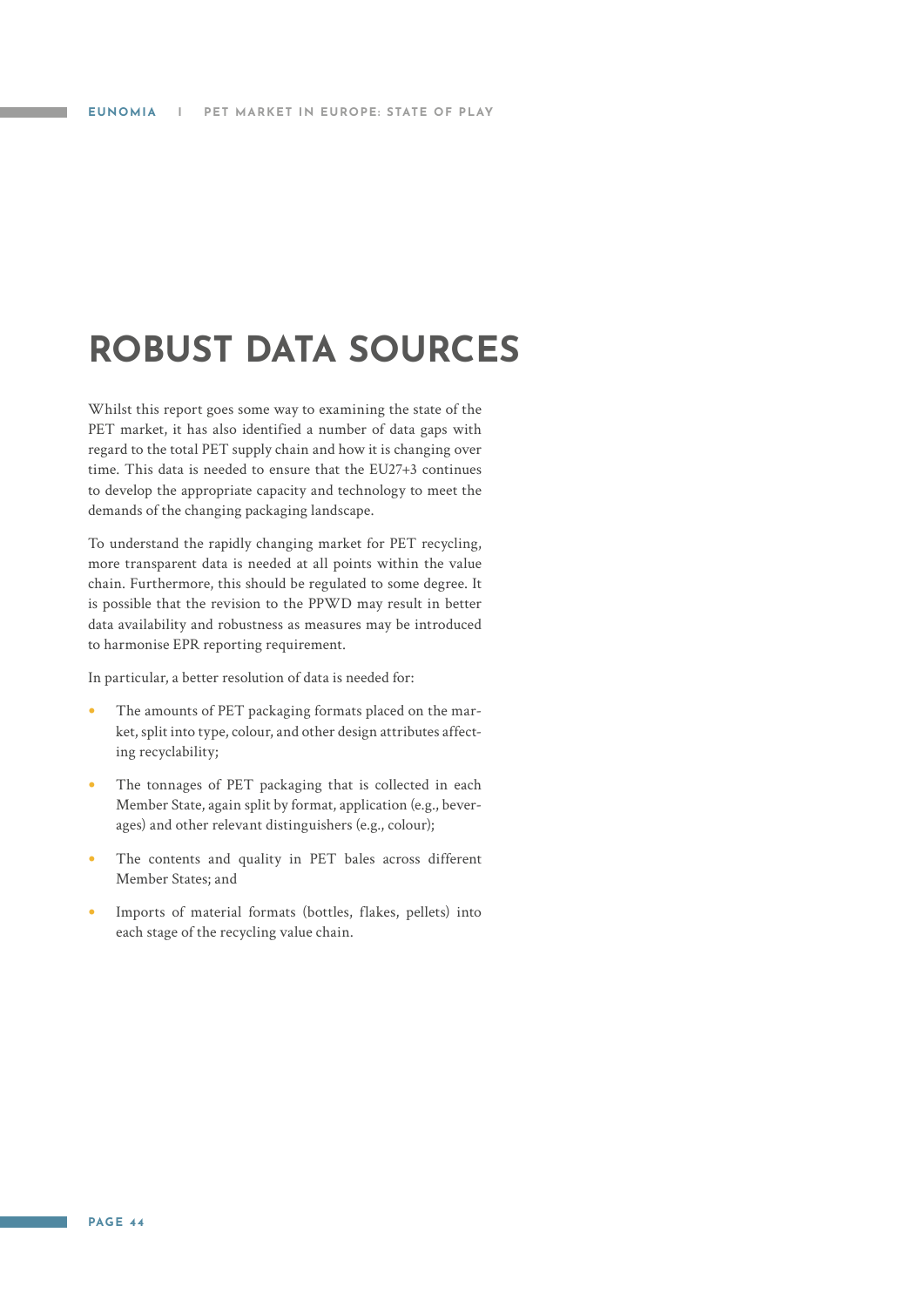# ROBUST DATA SOURCES

Whilst this report goes some way to examining the state of the PET market, it has also identified a number of data gaps with regard to the total PET supply chain and how it is changing over time. This data is needed to ensure that the EU27+3 continues to develop the appropriate capacity and technology to meet the demands of the changing packaging landscape.

To understand the rapidly changing market for PET recycling, more transparent data is needed at all points within the value chain. Furthermore, this should be regulated to some degree. It is possible that the revision to the PPWD may result in better data availability and robustness as measures may be introduced to harmonise EPR reporting requirement.

In particular, a better resolution of data is needed for:

- The amounts of PET packaging formats placed on the market, split into type, colour, and other design attributes affecting recyclability;
- The tonnages of PET packaging that is collected in each Member State, again split by format, application (e.g., beverages) and other relevant distinguishers (e.g., colour);
- The contents and quality in PET bales across different Member States; and
- Imports of material formats (bottles, flakes, pellets) into each stage of the recycling value chain.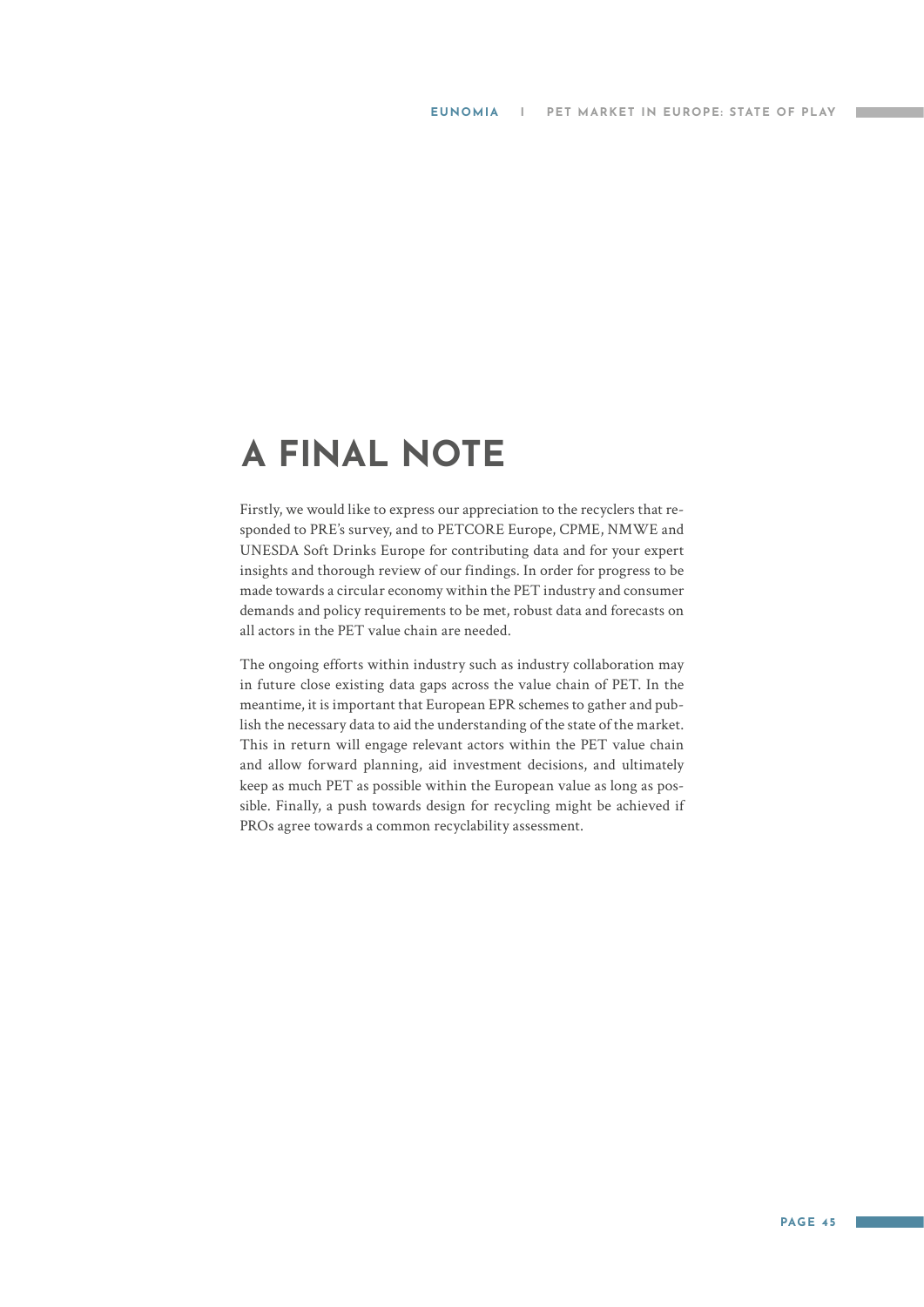# A FINAL NOTE

Firstly, we would like to express our appreciation to the recyclers that responded to PRE's survey, and to PETCORE Europe, CPME, NMWE and UNESDA Soft Drinks Europe for contributing data and for your expert insights and thorough review of our findings. In order for progress to be made towards a circular economy within the PET industry and consumer demands and policy requirements to be met, robust data and forecasts on all actors in the PET value chain are needed.

The ongoing efforts within industry such as industry collaboration may in future close existing data gaps across the value chain of PET. In the meantime, it is important that European EPR schemes to gather and publish the necessary data to aid the understanding of the state of the market. This in return will engage relevant actors within the PET value chain and allow forward planning, aid investment decisions, and ultimately keep as much PET as possible within the European value as long as possible. Finally, a push towards design for recycling might be achieved if PROs agree towards a common recyclability assessment.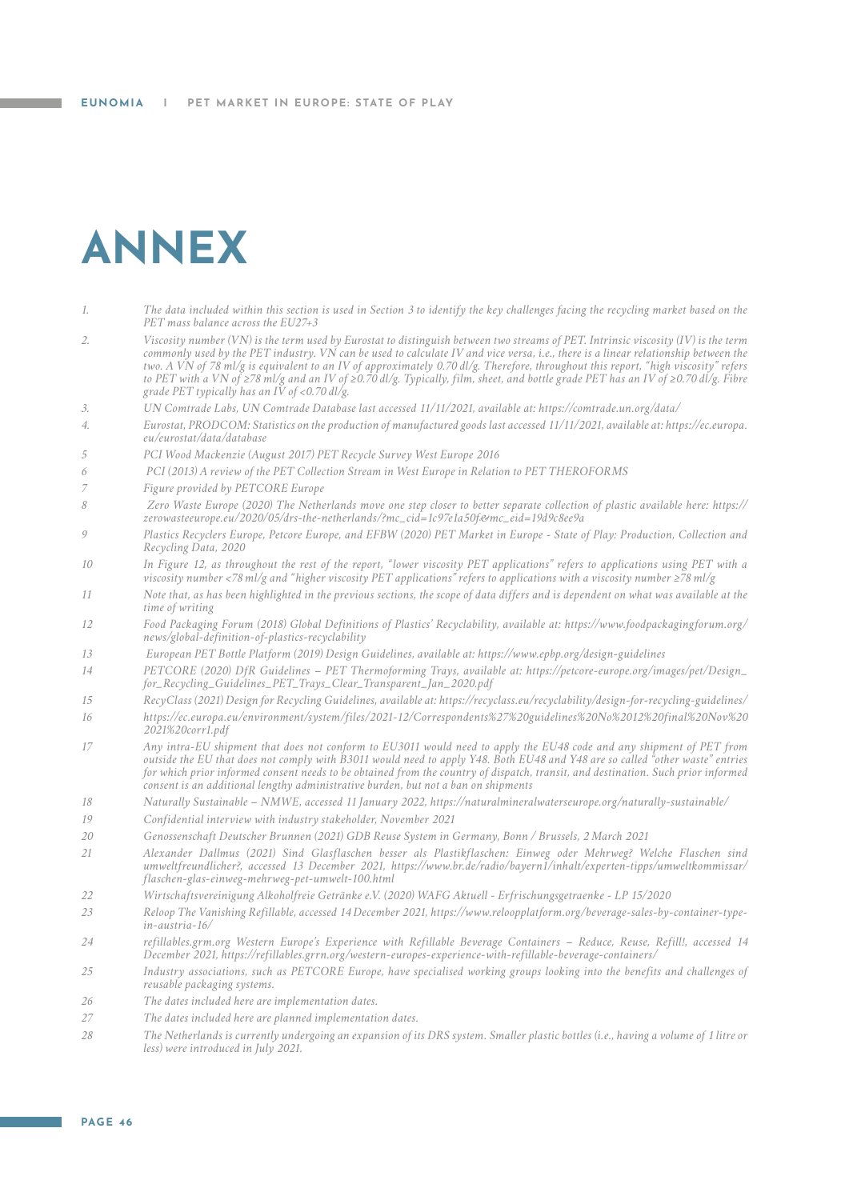# ANNEX

1. *The data included within this section is used in Section 3 to identify the key challenges facing the recycling market based on the PET mass balance across the EU27+3*
2. *Viscosity number (VN) is the term used by Eurostat to distinguish between two streams of PET. Intrinsic viscosity (IV) is the term commonly used by the PET industry. VN can be used to calculate IV and vice versa, i.e., there is a linear relationship between the two. A VN of 78 ml/g is equivalent to an IV of approximately 0.70 dl/g. Therefore, throughout this report, "high viscosity" refers to PET with a VN of ≥78 ml/g and an IV of ≥0.70 dl/g. Typically, film, sheet, and bottle grade PET has an IV of ≥0.70 dl/g. Fibre grade PET typically has an IV of <0.70 dl/g.*
3. *UN Comtrade Labs, UN Comtrade Database last accessed 11/11/2021, available at: https://comtrade.un.org/data/*
4. *Eurostat, PRODCOM: Statistics on the production of manufactured goods last accessed 11/11/2021, available at: https://ec.europa.eu/eurostat/data/database*
5. *PCI Wood Mackenzie (August 2017) PET Recycle Survey West Europe 2016*
6. *PCI (2013) A review of the PET Collection Stream in West Europe in Relation to PET THEROFORMS*
7. *Figure provided by PETCORE Europe*
8. *Zero Waste Europe (2020) The Netherlands move one step closer to better separate collection of plastic available here: https://zerowasteeurope.eu/2020/05/drs-the-netherlands/?mc_cid=1c97e1a50f&mc_eid=19d9c8ee9a*
9. *Plastics Recyclers Europe, Petcore Europe, and EFBW (2020) PET Market in Europe - State of Play: Production, Collection and Recycling Data, 2020*
10. *In Figure 12, as throughout the rest of the report, "lower viscosity PET applications" refers to applications using PET with a viscosity number <78 ml/g and "higher viscosity PET applications" refers to applications with a viscosity number ≥78 ml/g*
11. *Note that, as has been highlighted in the previous sections, the scope of data differs and is dependent on what was available at the time of writing*
12. *Food Packaging Forum (2018) Global Definitions of Plastics' Recyclability, available at: https://www.foodpackagingforum.org/news/global-definition-of-plastics-recyclability*
13. *European PET Bottle Platform (2019) Design Guidelines, available at: https://www.epbp.org/design-guidelines*
14. *PETCORE (2020) DfR Guidelines – PET Thermoforming Trays, available at: https://petcore-europe.org/images/pet/Design_for_Recycling_Guidelines_PET_Trays_Clear_Transparent_Jan_2020.pdf*
15. *RecyClass (2021) Design for Recycling Guidelines, available at: https://recyclass.eu/recyclability/design-for-recycling-guidelines/*
16. *https://ec.europa.eu/environment/system/files/2021-12/Correspondents%27%20guidelines%20No%2012%20final%20Nov%202021%20corr1.pdf*
17. *Any intra-EU shipment that does not conform to EU3011 would need to apply the EU48 code and any shipment of PET from outside the EU that does not comply with B3011 would need to apply Y48. Both EU48 and Y48 are so called "other waste" entries for which prior informed consent needs to be obtained from the country of dispatch, transit, and destination. Such prior informed consent is an additional lengthy administrative burden, but not a ban on shipments*
18. *Naturally Sustainable – NMWE, accessed 11 January 2022, https://naturalmineralwaterseurope.org/naturally-sustainable/*
19. *Confidential interview with industry stakeholder, November 2021*
20. *Genossenschaft Deutscher Brunnen (2021) GDB Reuse System in Germany, Bonn / Brussels, 2 March 2021*
21. *Alexander Dallmus (2021) Sind Glasflaschen besser als Plastikflaschen: Einweg oder Mehrweg? Welche Flaschen sind umweltfreundlicher?, accessed 13 December 2021, https://www.br.de/radio/bayern1/inhalt/experten-tipps/umweltkommissar/flaschen-glas-einweg-mehrweg-pet-umwelt-100.html*
22. *Wirtschaftsvereinigung Alkoholfreie Getränke e.V. (2020) WAFG Aktuell - Erfrischungsgetraenke - LP 15/2020*
23. *Reloop The Vanishing Refillable, accessed 14 December 2021, https://www.reloopplatform.org/beverage-sales-by-container-type-in-austria-16/*
24. *refillables.grm.org Western Europe's Experience with Refillable Beverage Containers – Reduce, Reuse, Refill!, accessed 14 December 2021, https://refillables.grrn.org/western-europes-experience-with-refillable-beverage-containers/*
25. *Industry associations, such as PETCORE Europe, have specialised working groups looking into the benefits and challenges of reusable packaging systems.*
26. *The dates included here are implementation dates.*
27. *The dates included here are planned implementation dates.*
28. *The Netherlands is currently undergoing an expansion of its DRS system. Smaller plastic bottles (i.e., having a volume of 1 litre or less) were introduced in July 2021.*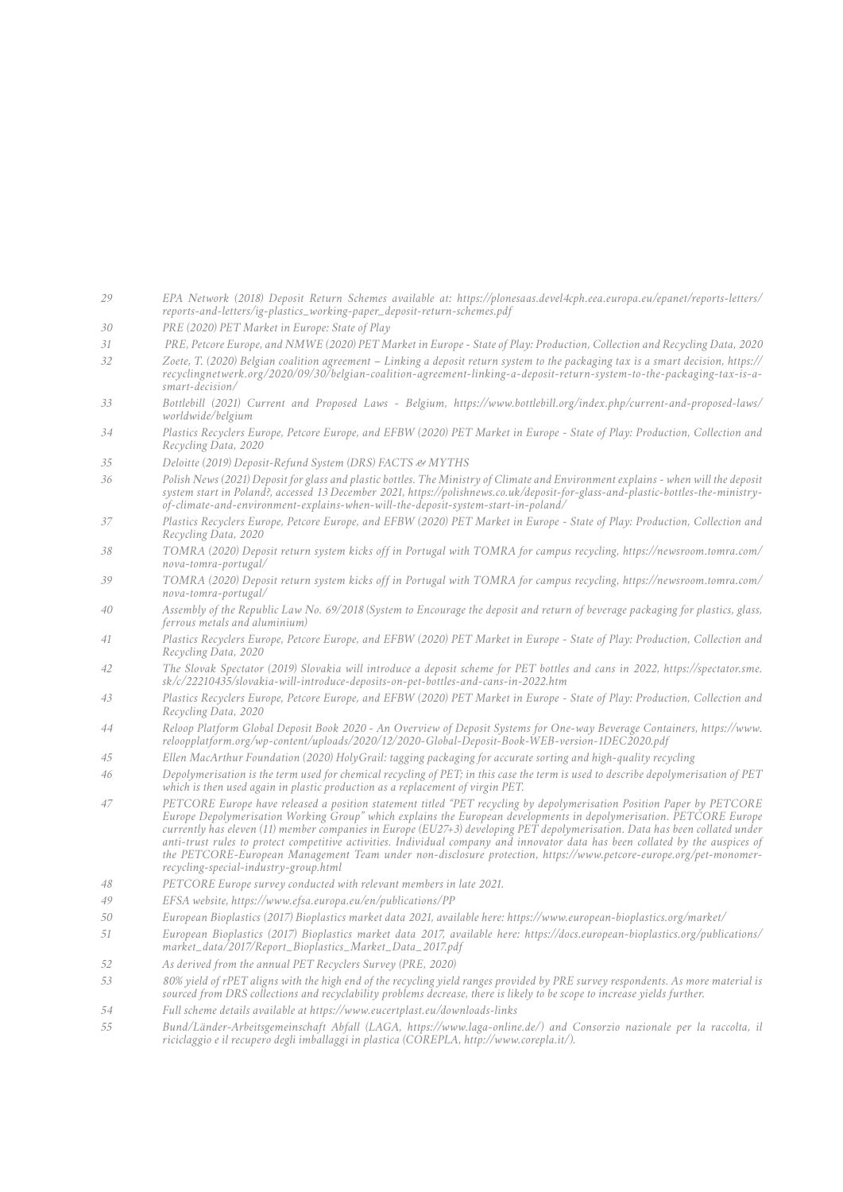29 EPA Network (2018) Deposit Return Schemes available at: https://plonesaas.devel4cph.eea.europa.eu/epanet/reports-letters/reports-and-letters/ig-plastics_working-paper_deposit-return-schemes.pdf

30 PRE (2020) PET Market in Europe: State of Play

31 PRE, Petcore Europe, and NMWE (2020) PET Market in Europe - State of Play: Production, Collection and Recycling Data, 2020

32 Zoete, T. (2020) Belgian coalition agreement – Linking a deposit return system to the packaging tax is a smart decision, https://recyclingnetwerk.org/2020/09/30/belgian-coalition-agreement-linking-a-deposit-return-system-to-the-packaging-tax-is-a-smart-decision/

33 Bottlebill (2021) Current and Proposed Laws - Belgium, https://www.bottlebill.org/index.php/current-and-proposed-laws/worldwide/belgium

34 Plastics Recyclers Europe, Petcore Europe, and EFBW (2020) PET Market in Europe - State of Play: Production, Collection and Recycling Data, 2020

35 Deloitte (2019) Deposit-Refund System (DRS) FACTS & MYTHS

36 Polish News (2021) Deposit for glass and plastic bottles. The Ministry of Climate and Environment explains - when will the deposit system start in Poland?, accessed 13 December 2021, https://polishnews.co.uk/deposit-for-glass-and-plastic-bottles-the-ministry-of-climate-and-environment-explains-when-will-the-deposit-system-start-in-poland/

37 Plastics Recyclers Europe, Petcore Europe, and EFBW (2020) PET Market in Europe - State of Play: Production, Collection and Recycling Data, 2020

38 TOMRA (2020) Deposit return system kicks off in Portugal with TOMRA for campus recycling, https://newsroom.tomra.com/nova-tomra-portugal/

39 TOMRA (2020) Deposit return system kicks off in Portugal with TOMRA for campus recycling, https://newsroom.tomra.com/nova-tomra-portugal/

40 Assembly of the Republic Law No. 69/2018 (System to Encourage the deposit and return of beverage packaging for plastics, glass, ferrous metals and aluminium)

41 Plastics Recyclers Europe, Petcore Europe, and EFBW (2020) PET Market in Europe - State of Play: Production, Collection and Recycling Data, 2020

42 The Slovak Spectator (2019) Slovakia will introduce a deposit scheme for PET bottles and cans in 2022, https://spectator.sme.sk/c/22210435/slovakia-will-introduce-deposits-on-pet-bottles-and-cans-in-2022.htm

43 Plastics Recyclers Europe, Petcore Europe, and EFBW (2020) PET Market in Europe - State of Play: Production, Collection and Recycling Data, 2020

44 Reloop Platform Global Deposit Book 2020 - An Overview of Deposit Systems for One-way Beverage Containers, https://www.reloopplatform.org/wp-content/uploads/2020/12/2020-Global-Deposit-Book-WEB-version-1DEC2020.pdf

45 Ellen MacArthur Foundation (2020) HolyGrail: tagging packaging for accurate sorting and high-quality recycling

46 Depolymerisation is the term used for chemical recycling of PET; in this case the term is used to describe depolymerisation of PET which is then used again in plastic production as a replacement of virgin PET.

47 PETCORE Europe have released a position statement titled "PET recycling by depolymerisation Position Paper by PETCORE Europe Depolymerisation Working Group" which explains the European developments in depolymerisation. PETCORE Europe currently has eleven (11) member companies in Europe (EU27+3) developing PET depolymerisation. Data has been collated under anti-trust rules to protect competitive activities. Individual company and innovator data has been collated by the auspices of the PETCORE-European Management Team under non-disclosure protection, https://www.petcore-europe.org/pet-monomer-recycling-special-industry-group.html

48 PETCORE Europe survey conducted with relevant members in late 2021.

49 EFSA website, https://www.efsa.europa.eu/en/publications/PP

50 European Bioplastics (2017) Bioplastics market data 2021, available here: https://www.european-bioplastics.org/market/

51 European Bioplastics (2017) Bioplastics market data 2017, available here: https://docs.european-bioplastics.org/publications/market_data/2017/Report_Bioplastics_Market_Data_2017.pdf

52 As derived from the annual PET Recyclers Survey (PRE, 2020)

53 80% yield of rPET aligns with the high end of the recycling yield ranges provided by PRE survey respondents. As more material is sourced from DRS collections and recyclability problems decrease, there is likely to be scope to increase yields further.

54 Full scheme details available at https://www.eucertplast.eu/downloads-links

55 Bund/Länder-Arbeitsgemeinschaft Abfall (LAGA, https://www.laga-online.de/) and Consorzio nazionale per la raccolta, il riciclaggio e il recupero degli imballaggi in plastica (COREPLA, http://www.corepla.it/).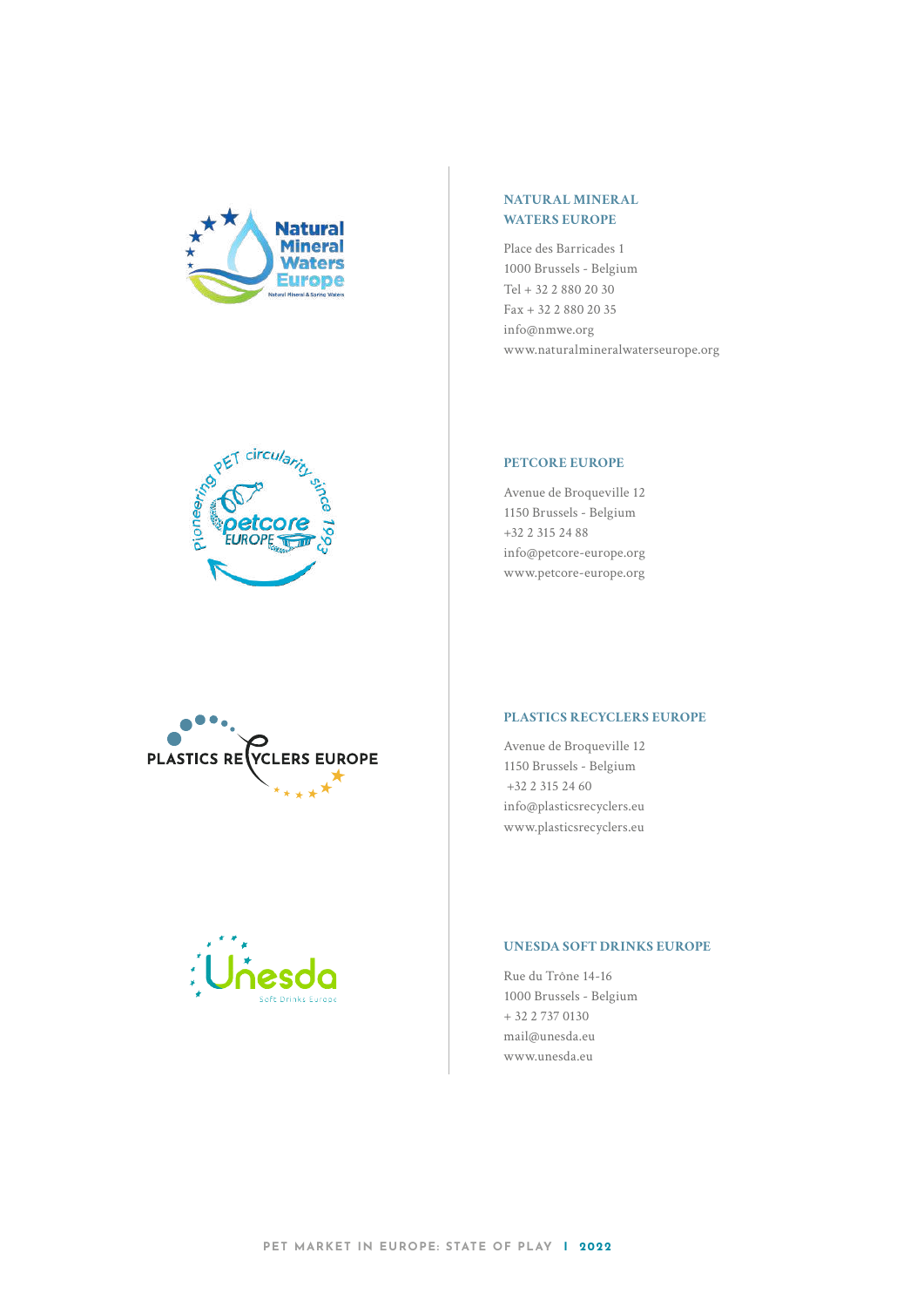### NATURAL MINERAL WATERS EUROPE

Place des Barricades 1
1000 Brussels - Belgium
Tel + 32 2 880 20 30
Fax + 32 2 880 20 35
info@nmwe.org
www.naturalmineralwaterseurope.org

### PETCORE EUROPE

Avenue de Broqueville 12
1150 Brussels - Belgium
+32 2 315 24 88
info@petcore-europe.org
www.petcore-europe.org

### PLASTICS RECYCLERS EUROPE

Avenue de Broqueville 12
1150 Brussels - Belgium
+32 2 315 24 60
info@plasticsrecyclers.eu
www.plasticsrecyclers.eu

### UNESDA SOFT DRINKS EUROPE

Rue du Trône 14-16
1000 Brussels - Belgium
+ 32 2 737 0130
mail@unesda.eu
www.unesda.eu